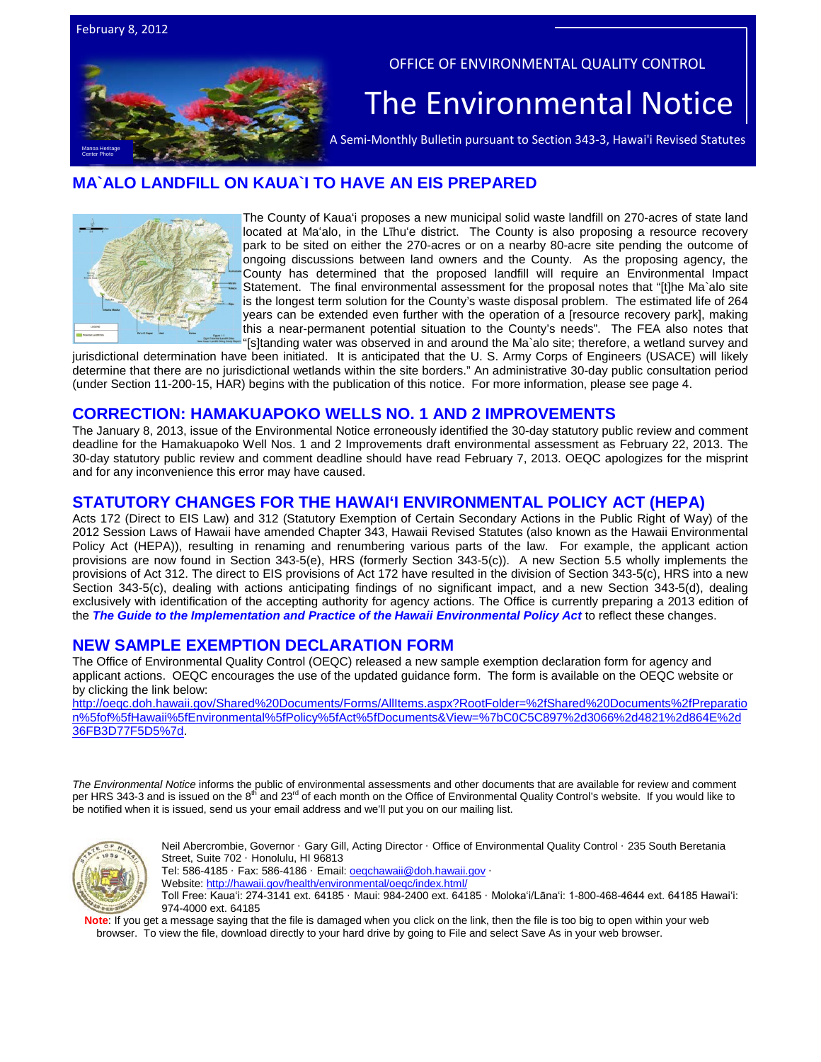February 8, 2012

OFFICE OF ENVIRONMENTAL QUALITY CONTROL

# The Environmental Notice

A Semi-Monthly Bulletin pursuant to Section 343-3, Hawai'i Revised Statutes

Manoa Heritage Center Photo

## MA`ALO LANDFILL ON KAUA`I TO HAVE AN EIS PREPARED

The County of Kauaʻi proposes a new municipal solid waste landfill on 270-acres of state land located at Maʻalo, in the Līhuʻe district. The County is also proposing a resource recovery park to be sited on either the 270-acres or on a nearby 80-acre site pending the outcome of ongoing discussions between land owners and the County. As the proposing agency, the County has determined that the proposed landfill will require an Environmental Impact Statement. The final environmental assessment for the proposal notes that "[t]he Ma`alo site is the longest term solution for the County's waste disposal problem. The estimated life of 264 years can be extended even further with the operation of a [resource recovery park], making this a near-permanent potential situation to the County's needs". The FEA also notes that "[s]tanding water was observed in and around the Ma`alo site; therefore, a wetland survey and jurisdictional determination have been initiated. It is anticipated that the U. S. Army Corps of Engineers (USACE) will likely determine that there are no jurisdictional wetlands within the site borders." An administrative 30-day public consultation period (under Section 11-200-15, HAR) begins with the publication of this notice. For more information, please see page 4.

## CORRECTION: HAMAKUAPOKO WELLS NO. 1 AND 2 IMPROVEMENTS

The January 8, 2013, issue of the Environmental Notice erroneously identified the 30-day statutory public review and comment deadline for the Hamakuapoko Well Nos. 1 and 2 Improvements draft environmental assessment as February 22, 2013. The 30-day statutory public review and comment deadline should have read February 7, 2013. OEQC apologizes for the misprint and for any inconvenience this error may have caused.

## STATUTORY CHANGES FOR THE HAWAIʻI ENVIRONMENTAL POLICY ACT (HEPA)

Acts 172 (Direct to EIS Law) and 312 (Statutory Exemption of Certain Secondary Actions in the Public Right of Way) of the 2012 Session Laws of Hawaii have amended Chapter 343, Hawaii Revised Statutes (also known as the Hawaii Environmental Policy Act (HEPA)), resulting in renaming and renumbering various parts of the law. For example, the applicant action provisions are now found in Section 343-5(e), HRS (formerly Section 343-5(c)). A new Section 5.5 wholly implements the provisions of Act 312. The direct to EIS provisions of Act 172 have resulted in the division of Section 343-5(c), HRS into a new Section 343-5(c), dealing with actions anticipating findings of no significant impact, and a new Section 343-5(d), dealing exclusively with identification of the accepting authority for agency actions. The Office is currently preparing a 2013 edition of the ***The Guide to the Implementation and Practice of the Hawaii Environmental Policy Act*** to reflect these changes.

## NEW SAMPLE EXEMPTION DECLARATION FORM

The Office of Environmental Quality Control (OEQC) released a new sample exemption declaration form for agency and applicant actions. OEQC encourages the use of the updated guidance form. The form is available on the OEQC website or by clicking the link below:
http://oeqc.doh.hawaii.gov/Shared%20Documents/Forms/AllItems.aspx?RootFolder=%2fShared%20Documents%2fPreparation%5fof%5fHawaii%5fEnvironmental%5fPolicy%5fAct%5fDocuments&View=%7bC0C5C897%2d3066%2d4821%2d864E%2d36FB3D77F5D5%7d.

*The Environmental Notice* informs the public of environmental assessments and other documents that are available for review and comment per HRS 343-3 and is issued on the 8th and 23rd of each month on the Office of Environmental Quality Control's website. If you would like to be notified when it is issued, send us your email address and we'll put you on our mailing list.

Neil Abercrombie, Governor · Gary Gill, Acting Director · Office of Environmental Quality Control · 235 South Beretania Street, Suite 702 · Honolulu, HI 96813
Tel: 586-4185 · Fax: 586-4186 · Email: oeqchawaii@doh.hawaii.gov ·
Website: http://hawaii.gov/health/environmental/oeqc/index.html/
Toll Free: Kauaʻi: 274-3141 ext. 64185 · Maui: 984-2400 ext. 64185 · Molokaʻi/Lānaʻi: 1-800-468-4644 ext. 64185 Hawaiʻi: 974-4000 ext. 64185

**Note**: If you get a message saying that the file is damaged when you click on the link, then the file is too big to open within your web browser. To view the file, download directly to your hard drive by going to File and select Save As in your web browser.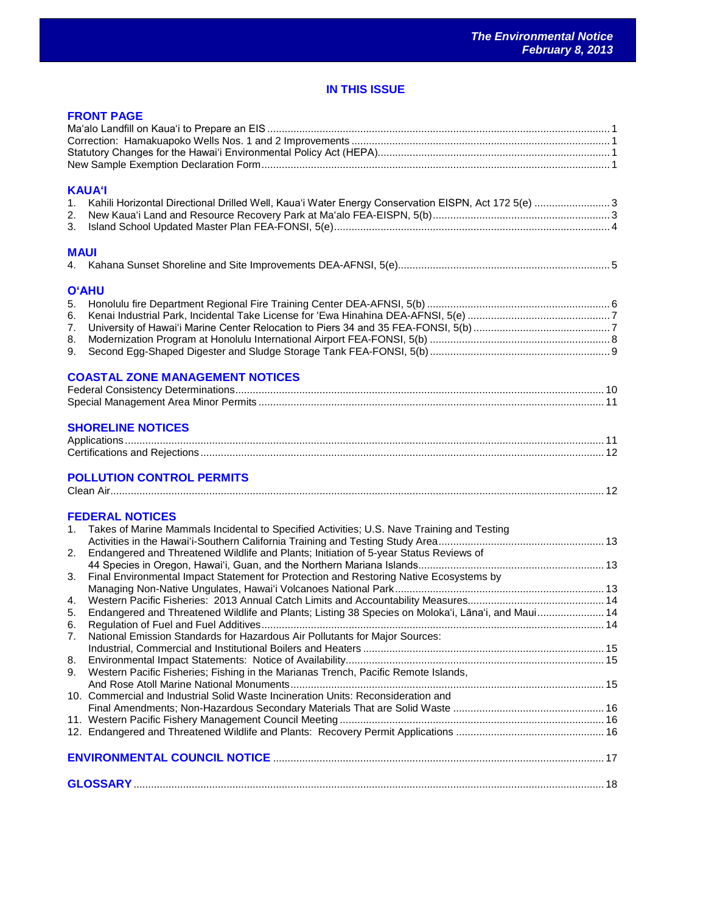## IN THIS ISSUE

### FRONT PAGE

Ma'alo Landfill on Kaua'i to Prepare an EIS ..... 1
Correction: Hamakuapoko Wells Nos. 1 and 2 Improvements ..... 1
Statutory Changes for the Hawai'i Environmental Policy Act (HEPA) ..... 1
New Sample Exemption Declaration Form ..... 1

### KAUA'I

1. Kahili Horizontal Directional Drilled Well, Kaua'i Water Energy Conservation EISPN, Act 172 5(e) ..... 3
2. New Kaua'i Land and Resource Recovery Park at Ma'alo FEA-EISPN, 5(b) ..... 3
3. Island School Updated Master Plan FEA-FONSI, 5(e) ..... 4

### MAUI

4. Kahana Sunset Shoreline and Site Improvements DEA-AFNSI, 5(e) ..... 5

### O'AHU

5. Honolulu fire Department Regional Fire Training Center DEA-AFNSI, 5(b) ..... 6
6. Kenai Industrial Park, Incidental Take License for 'Ewa Hinahina DEA-AFNSI, 5(e) ..... 7
7. University of Hawai'i Marine Center Relocation to Piers 34 and 35 FEA-FONSI, 5(b) ..... 7
8. Modernization Program at Honolulu International Airport FEA-FONSI, 5(b) ..... 8
9. Second Egg-Shaped Digester and Sludge Storage Tank FEA-FONSI, 5(b) ..... 9

### COASTAL ZONE MANAGEMENT NOTICES

Federal Consistency Determinations ..... 10
Special Management Area Minor Permits ..... 11

### SHORELINE NOTICES

Applications ..... 11
Certifications and Rejections ..... 12

### POLLUTION CONTROL PERMITS

Clean Air ..... 12

### FEDERAL NOTICES

1. Takes of Marine Mammals Incidental to Specified Activities; U.S. Nave Training and Testing Activities in the Hawai'i-Southern California Training and Testing Study Area ..... 13
2. Endangered and Threatened Wildlife and Plants; Initiation of 5-year Status Reviews of 44 Species in Oregon, Hawai'i, Guan, and the Northern Mariana Islands ..... 13
3. Final Environmental Impact Statement for Protection and Restoring Native Ecosystems by Managing Non-Native Ungulates, Hawai'i Volcanoes National Park ..... 13
4. Western Pacific Fisheries: 2013 Annual Catch Limits and Accountability Measures ..... 14
5. Endangered and Threatened Wildlife and Plants; Listing 38 Species on Moloka'i, Lāna'i, and Maui ..... 14
6. Regulation of Fuel and Fuel Additives ..... 14
7. National Emission Standards for Hazardous Air Pollutants for Major Sources: Industrial, Commercial and Institutional Boilers and Heaters ..... 15
8. Environmental Impact Statements: Notice of Availability ..... 15
9. Western Pacific Fisheries; Fishing in the Marianas Trench, Pacific Remote Islands, And Rose Atoll Marine National Monuments ..... 15
10. Commercial and Industrial Solid Waste Incineration Units: Reconsideration and Final Amendments; Non-Hazardous Secondary Materials That are Solid Waste ..... 16
11. Western Pacific Fishery Management Council Meeting ..... 16
12. Endangered and Threatened Wildlife and Plants: Recovery Permit Applications ..... 16

### ENVIRONMENTAL COUNCIL NOTICE ..... 17

### GLOSSARY ..... 18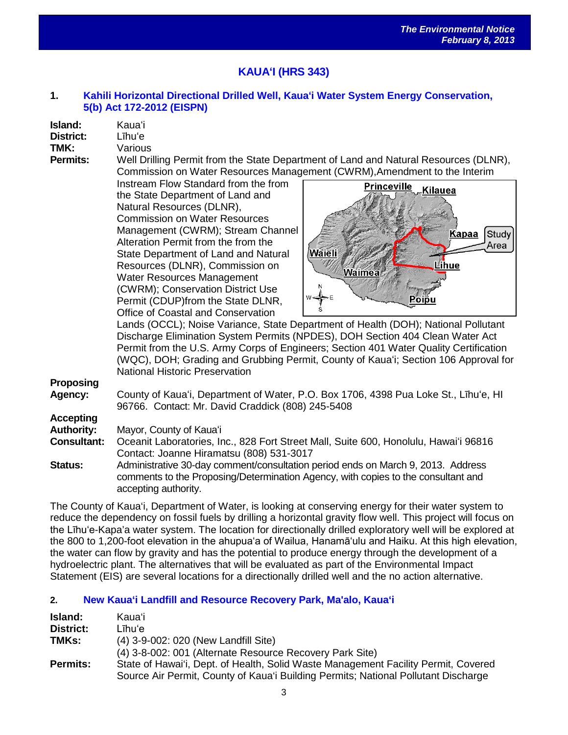## KAUAʻI (HRS 343)

### 1. Kahili Horizontal Directional Drilled Well, Kauaʻi Water System Energy Conservation, 5(b) Act 172-2012 (EISPN)

**Island:** Kauaʻi
**District:** Līhuʻe
**TMK:** Various
**Permits:** Well Drilling Permit from the State Department of Land and Natural Resources (DLNR), Commission on Water Resources Management (CWRM),Amendment to the Interim Instream Flow Standard from the from the State Department of Land and Natural Resources (DLNR), Commission on Water Resources Management (CWRM); Stream Channel Alteration Permit from the from the State Department of Land and Natural Resources (DLNR), Commission on Water Resources Management (CWRM); Conservation District Use Permit (CDUP)from the State DLNR, Office of Coastal and Conservation Lands (OCCL); Noise Variance, State Department of Health (DOH); National Pollutant Discharge Elimination System Permits (NPDES), DOH Section 404 Clean Water Act Permit from the U.S. Army Corps of Engineers; Section 401 Water Quality Certification (WQC), DOH; Grading and Grubbing Permit, County of Kauaʻi; Section 106 Approval for National Historic Preservation
**Proposing Agency:** County of Kauaʻi, Department of Water, P.O. Box 1706, 4398 Pua Loke St., Līhuʻe, HI 96766. Contact: Mr. David Craddick (808) 245-5408
**Accepting Authority:** Mayor, County of Kauaʻi
**Consultant:** Oceanit Laboratories, Inc., 828 Fort Street Mall, Suite 600, Honolulu, Hawaiʻi 96816 Contact: Joanne Hiramatsu (808) 531-3017
**Status:** Administrative 30-day comment/consultation period ends on March 9, 2013. Address comments to the Proposing/Determination Agency, with copies to the consultant and accepting authority.

The County of Kauaʻi, Department of Water, is looking at conserving energy for their water system to reduce the dependency on fossil fuels by drilling a horizontal gravity flow well. This project will focus on the Līhuʻe-Kapaʻa water system. The location for directionally drilled exploratory well will be explored at the 800 to 1,200-foot elevation in the ahupuaʻa of Wailua, Hanamāʻulu and Haiku. At this high elevation, the water can flow by gravity and has the potential to produce energy through the development of a hydroelectric plant. The alternatives that will be evaluated as part of the Environmental Impact Statement (EIS) are several locations for a directionally drilled well and the no action alternative.

### 2. New Kauaʻi Landfill and Resource Recovery Park, Ma'alo, Kauaʻi

**Island:** Kauaʻi
**District:** Līhuʻe
**TMKs:** (4) 3-9-002: 020 (New Landfill Site)
(4) 3-8-002: 001 (Alternate Resource Recovery Park Site)
**Permits:** State of Hawaiʻi, Dept. of Health, Solid Waste Management Facility Permit, Covered Source Air Permit, County of Kauaʻi Building Permits; National Pollutant Discharge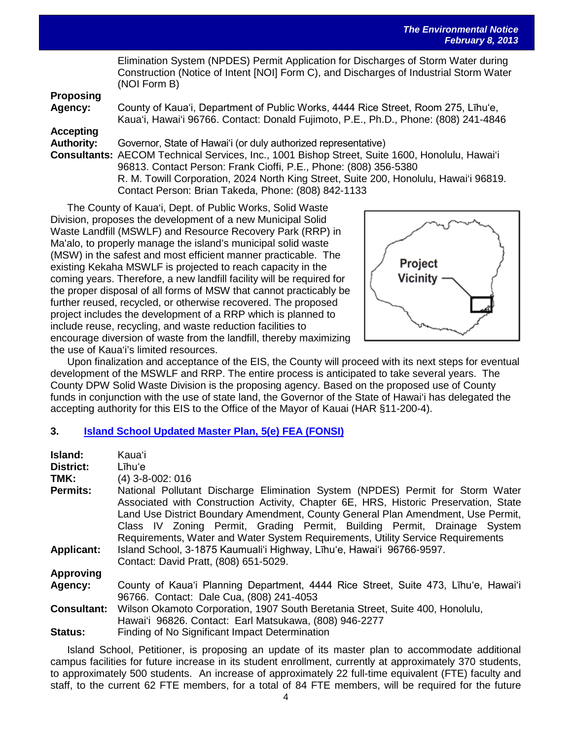Elimination System (NPDES) Permit Application for Discharges of Storm Water during Construction (Notice of Intent [NOI] Form C), and Discharges of Industrial Storm Water (NOI Form B)

**Proposing Agency:** County of Kaua'i, Department of Public Works, 4444 Rice Street, Room 275, Līhu'e, Kaua'i, Hawai'i 96766. Contact: Donald Fujimoto, P.E., Ph.D., Phone: (808) 241-4846

**Accepting Authority:** Governor, State of Hawai'i (or duly authorized representative)

**Consultants:** AECOM Technical Services, Inc., 1001 Bishop Street, Suite 1600, Honolulu, Hawai'i 96813. Contact Person: Frank Cioffi, P.E., Phone: (808) 356-5380
R. M. Towill Corporation, 2024 North King Street, Suite 200, Honolulu, Hawai'i 96819. Contact Person: Brian Takeda, Phone: (808) 842-1133

The County of Kaua'i, Dept. of Public Works, Solid Waste Division, proposes the development of a new Municipal Solid Waste Landfill (MSWLF) and Resource Recovery Park (RRP) in Ma'alo, to properly manage the island's municipal solid waste (MSW) in the safest and most efficient manner practicable. The existing Kekaha MSWLF is projected to reach capacity in the coming years. Therefore, a new landfill facility will be required for the proper disposal of all forms of MSW that cannot practicably be further reused, recycled, or otherwise recovered. The proposed project includes the development of a RRP which is planned to include reuse, recycling, and waste reduction facilities to encourage diversion of waste from the landfill, thereby maximizing the use of Kaua'i's limited resources.

Project Vicinity

Upon finalization and acceptance of the EIS, the County will proceed with its next steps for eventual development of the MSWLF and RRP. The entire process is anticipated to take several years. The County DPW Solid Waste Division is the proposing agency. Based on the proposed use of County funds in conjunction with the use of state land, the Governor of the State of Hawai'i has delegated the accepting authority for this EIS to the Office of the Mayor of Kauai (HAR §11-200-4).

### 3. Island School Updated Master Plan, 5(e) FEA (FONSI)

**Island:** Kaua'i

**District:** Līhu'e

**TMK:** (4) 3-8-002: 016

**Permits:** National Pollutant Discharge Elimination System (NPDES) Permit for Storm Water Associated with Construction Activity, Chapter 6E, HRS, Historic Preservation, State Land Use District Boundary Amendment, County General Plan Amendment, Use Permit, Class IV Zoning Permit, Grading Permit, Building Permit, Drainage System Requirements, Water and Water System Requirements, Utility Service Requirements

**Applicant:** Island School, 3-1875 Kaumuali'i Highway, Līhu'e, Hawai'i 96766-9597. Contact: David Pratt, (808) 651-5029.

**Approving Agency:** County of Kaua'i Planning Department, 4444 Rice Street, Suite 473, Līhu'e, Hawai'i 96766. Contact: Dale Cua, (808) 241-4053

**Consultant:** Wilson Okamoto Corporation, 1907 South Beretania Street, Suite 400, Honolulu, Hawai'i 96826. Contact: Earl Matsukawa, (808) 946-2277

**Status:** Finding of No Significant Impact Determination

Island School, Petitioner, is proposing an update of its master plan to accommodate additional campus facilities for future increase in its student enrollment, currently at approximately 370 students, to approximately 500 students. An increase of approximately 22 full-time equivalent (FTE) faculty and staff, to the current 62 FTE members, for a total of 84 FTE members, will be required for the future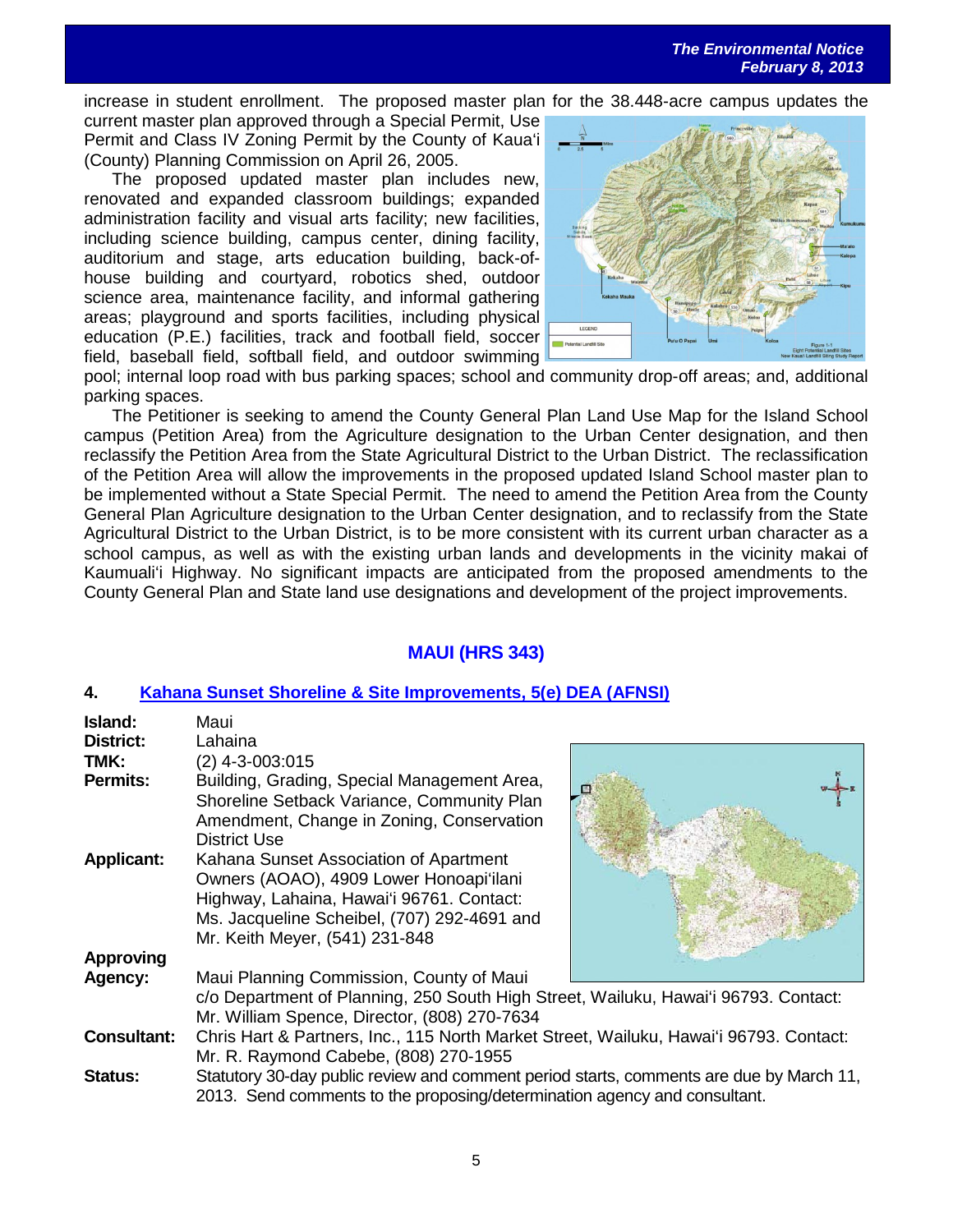increase in student enrollment. The proposed master plan for the 38.448-acre campus updates the current master plan approved through a Special Permit, Use Permit and Class IV Zoning Permit by the County of Kaua'i (County) Planning Commission on April 26, 2005.

The proposed updated master plan includes new, renovated and expanded classroom buildings; expanded administration facility and visual arts facility; new facilities, including science building, campus center, dining facility, auditorium and stage, arts education building, back-of-house building and courtyard, robotics shed, outdoor science area, maintenance facility, and informal gathering areas; playground and sports facilities, including physical education (P.E.) facilities, track and football field, soccer field, baseball field, softball field, and outdoor swimming pool; internal loop road with bus parking spaces; school and community drop-off areas; and, additional parking spaces.

The Petitioner is seeking to amend the County General Plan Land Use Map for the Island School campus (Petition Area) from the Agriculture designation to the Urban Center designation, and then reclassify the Petition Area from the State Agricultural District to the Urban District. The reclassification of the Petition Area will allow the improvements in the proposed updated Island School master plan to be implemented without a State Special Permit. The need to amend the Petition Area from the County General Plan Agriculture designation to the Urban Center designation, and to reclassify from the State Agricultural District to the Urban District, is to be more consistent with its current urban character as a school campus, as well as with the existing urban lands and developments in the vicinity makai of Kaumuali'i Highway. No significant impacts are anticipated from the proposed amendments to the County General Plan and State land use designations and development of the project improvements.

## MAUI (HRS 343)

### 4. Kahana Sunset Shoreline & Site Improvements, 5(e) DEA (AFNSI)

**Island:** Maui

**District:** Lahaina

**TMK:** (2) 4-3-003:015

**Permits:** Building, Grading, Special Management Area, Shoreline Setback Variance, Community Plan Amendment, Change in Zoning, Conservation District Use

**Applicant:** Kahana Sunset Association of Apartment Owners (AOAO), 4909 Lower Honoapi'ilani Highway, Lahaina, Hawai'i 96761. Contact: Ms. Jacqueline Scheibel, (707) 292-4691 and Mr. Keith Meyer, (541) 231-848

**Approving Agency:** Maui Planning Commission, County of Maui c/o Department of Planning, 250 South High Street, Wailuku, Hawai'i 96793. Contact: Mr. William Spence, Director, (808) 270-7634

**Consultant:** Chris Hart & Partners, Inc., 115 North Market Street, Wailuku, Hawai'i 96793. Contact: Mr. R. Raymond Cabebe, (808) 270-1955

**Status:** Statutory 30-day public review and comment period starts, comments are due by March 11, 2013. Send comments to the proposing/determination agency and consultant.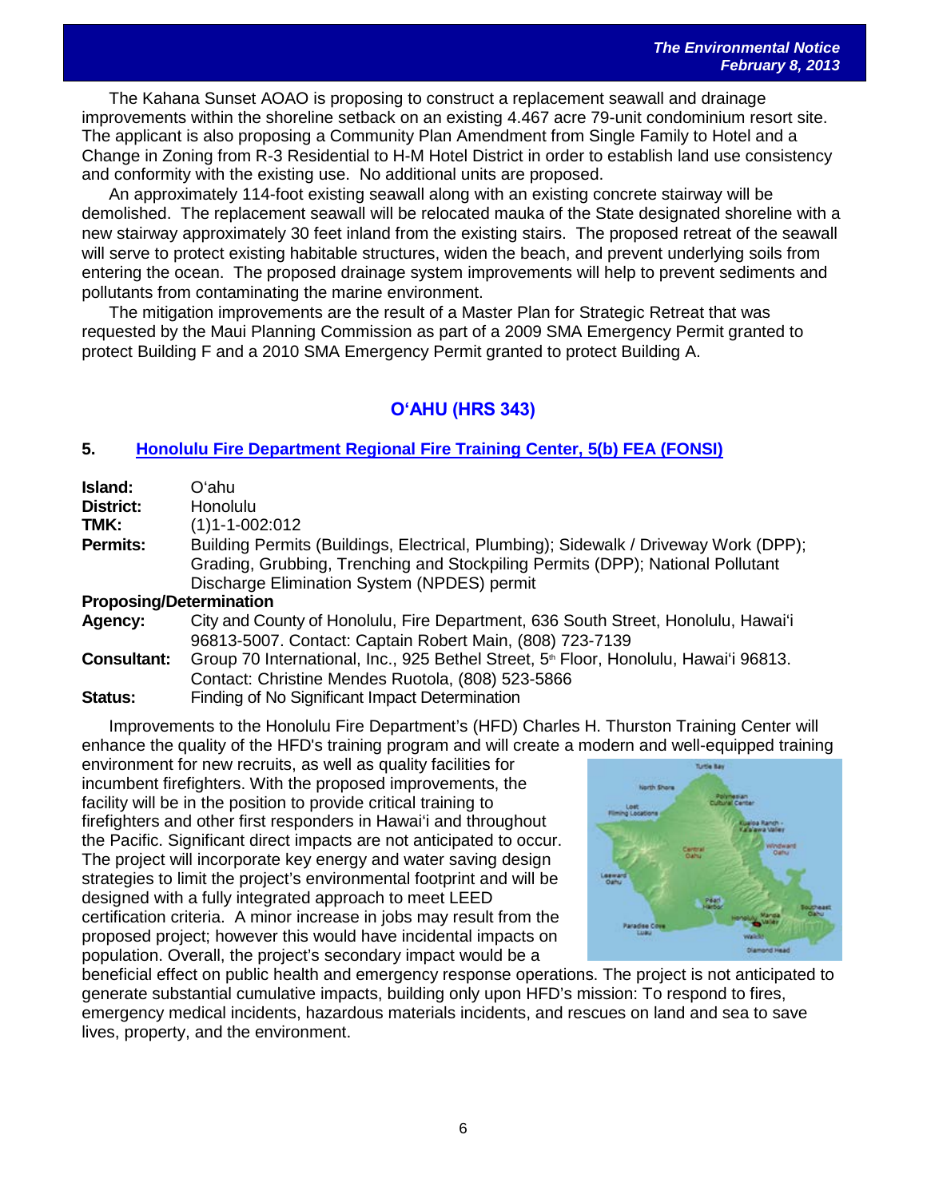The Kahana Sunset AOAO is proposing to construct a replacement seawall and drainage improvements within the shoreline setback on an existing 4.467 acre 79-unit condominium resort site. The applicant is also proposing a Community Plan Amendment from Single Family to Hotel and a Change in Zoning from R-3 Residential to H-M Hotel District in order to establish land use consistency and conformity with the existing use. No additional units are proposed.

An approximately 114-foot existing seawall along with an existing concrete stairway will be demolished. The replacement seawall will be relocated mauka of the State designated shoreline with a new stairway approximately 30 feet inland from the existing stairs. The proposed retreat of the seawall will serve to protect existing habitable structures, widen the beach, and prevent underlying soils from entering the ocean. The proposed drainage system improvements will help to prevent sediments and pollutants from contaminating the marine environment.

The mitigation improvements are the result of a Master Plan for Strategic Retreat that was requested by the Maui Planning Commission as part of a 2009 SMA Emergency Permit granted to protect Building F and a 2010 SMA Emergency Permit granted to protect Building A.

## O'AHU (HRS 343)

### 5. Honolulu Fire Department Regional Fire Training Center, 5(b) FEA (FONSI)

**Island:** O'ahu
**District:** Honolulu
**TMK:** (1)1-1-002:012
**Permits:** Building Permits (Buildings, Electrical, Plumbing); Sidewalk / Driveway Work (DPP); Grading, Grubbing, Trenching and Stockpiling Permits (DPP); National Pollutant Discharge Elimination System (NPDES) permit
**Proposing/Determination**
**Agency:** City and County of Honolulu, Fire Department, 636 South Street, Honolulu, Hawai'i 96813-5007. Contact: Captain Robert Main, (808) 723-7139
**Consultant:** Group 70 International, Inc., 925 Bethel Street, 5th Floor, Honolulu, Hawai'i 96813. Contact: Christine Mendes Ruotola, (808) 523-5866
**Status:** Finding of No Significant Impact Determination

Improvements to the Honolulu Fire Department's (HFD) Charles H. Thurston Training Center will enhance the quality of the HFD's training program and will create a modern and well-equipped training environment for new recruits, as well as quality facilities for incumbent firefighters. With the proposed improvements, the facility will be in the position to provide critical training to firefighters and other first responders in Hawai'i and throughout the Pacific. Significant direct impacts are not anticipated to occur. The project will incorporate key energy and water saving design strategies to limit the project's environmental footprint and will be designed with a fully integrated approach to meet LEED certification criteria. A minor increase in jobs may result from the proposed project; however this would have incidental impacts on population. Overall, the project's secondary impact would be a beneficial effect on public health and emergency response operations. The project is not anticipated to generate substantial cumulative impacts, building only upon HFD's mission: To respond to fires, emergency medical incidents, hazardous materials incidents, and rescues on land and sea to save lives, property, and the environment.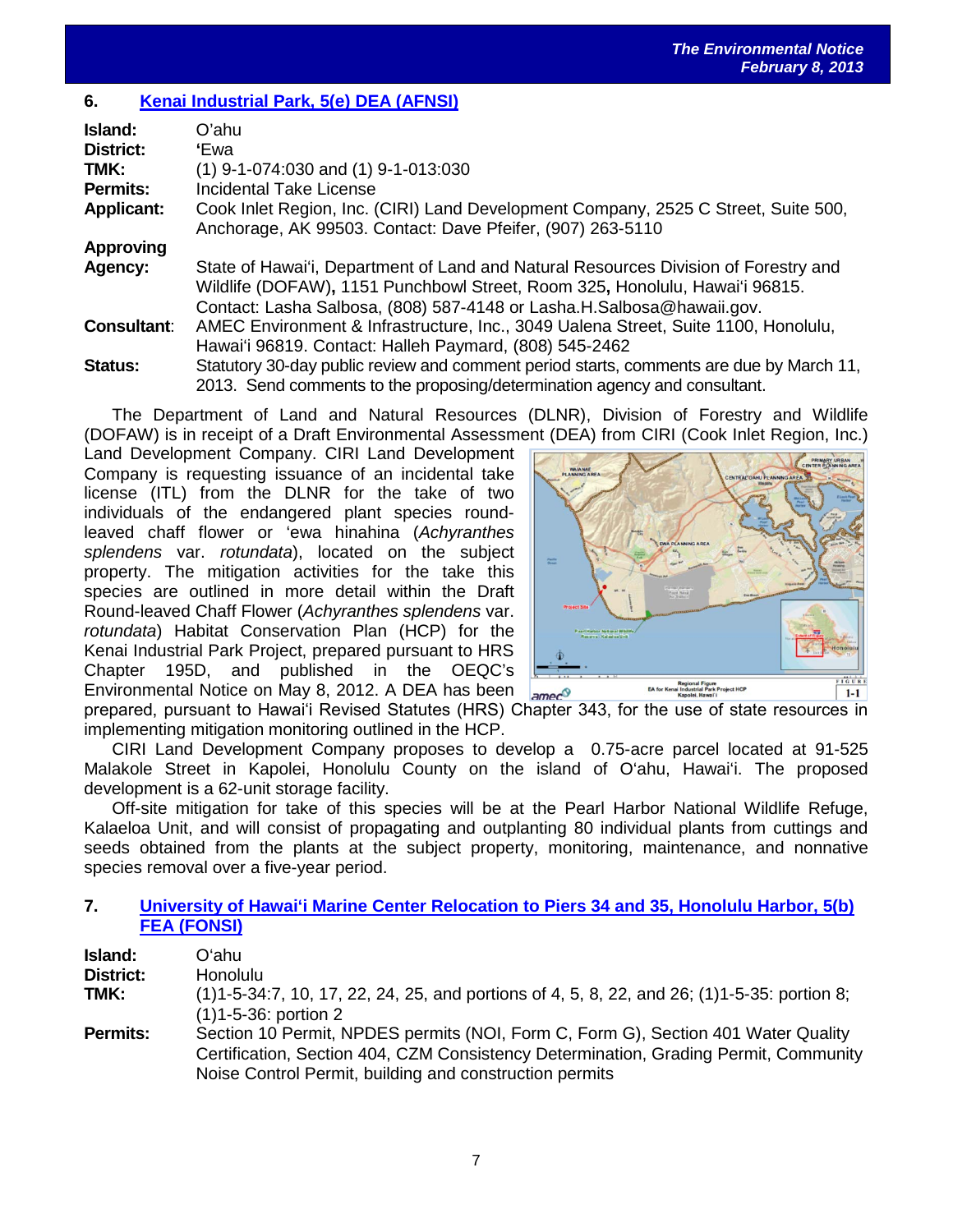## 6. Kenai Industrial Park, 5(e) DEA (AFNSI)

| | |
|---|---|
| **Island:** | O'ahu |
| **District:** | 'Ewa |
| **TMK:** | (1) 9-1-074:030 and (1) 9-1-013:030 |
| **Permits:** | Incidental Take License |
| **Applicant:** | Cook Inlet Region, Inc. (CIRI) Land Development Company, 2525 C Street, Suite 500, Anchorage, AK 99503. Contact: Dave Pfeifer, (907) 263-5110 |
| **Approving Agency:** | State of Hawai'i, Department of Land and Natural Resources Division of Forestry and Wildlife (DOFAW), 1151 Punchbowl Street, Room 325, Honolulu, Hawai'i 96815. Contact: Lasha Salbosa, (808) 587-4148 or Lasha.H.Salbosa@hawaii.gov. |
| **Consultant:** | AMEC Environment & Infrastructure, Inc., 3049 Ualena Street, Suite 1100, Honolulu, Hawai'i 96819. Contact: Halleh Paymard, (808) 545-2462 |
| **Status:** | Statutory 30-day public review and comment period starts, comments are due by March 11, 2013. Send comments to the proposing/determination agency and consultant. |

The Department of Land and Natural Resources (DLNR), Division of Forestry and Wildlife (DOFAW) is in receipt of a Draft Environmental Assessment (DEA) from CIRI (Cook Inlet Region, Inc.) Land Development Company. CIRI Land Development Company is requesting issuance of an incidental take license (ITL) from the DLNR for the take of two individuals of the endangered plant species round-leaved chaff flower or 'ewa hinahina (*Achyranthes splendens* var. *rotundata*), located on the subject property. The mitigation activities for the take this species are outlined in more detail within the Draft Round-leaved Chaff Flower (*Achyranthes splendens* var. *rotundata*) Habitat Conservation Plan (HCP) for the Kenai Industrial Park Project, prepared pursuant to HRS Chapter 195D, and published in the OEQC's Environmental Notice on May 8, 2012. A DEA has been prepared, pursuant to Hawai'i Revised Statutes (HRS) Chapter 343, for the use of state resources in implementing mitigation monitoring outlined in the HCP.

CIRI Land Development Company proposes to develop a 0.75-acre parcel located at 91-525 Malakole Street in Kapolei, Honolulu County on the island of O'ahu, Hawai'i. The proposed development is a 62-unit storage facility.

Off-site mitigation for take of this species will be at the Pearl Harbor National Wildlife Refuge, Kalaeloa Unit, and will consist of propagating and outplanting 80 individual plants from cuttings and seeds obtained from the plants at the subject property, monitoring, maintenance, and nonnative species removal over a five-year period.

## 7. University of Hawai'i Marine Center Relocation to Piers 34 and 35, Honolulu Harbor, 5(b) FEA (FONSI)

| | |
|---|---|
| **Island:** | O'ahu |
| **District:** | Honolulu |
| **TMK:** | (1)1-5-34:7, 10, 17, 22, 24, 25, and portions of 4, 5, 8, 22, and 26; (1)1-5-35: portion 8; (1)1-5-36: portion 2 |
| **Permits:** | Section 10 Permit, NPDES permits (NOI, Form C, Form G), Section 401 Water Quality Certification, Section 404, CZM Consistency Determination, Grading Permit, Community Noise Control Permit, building and construction permits |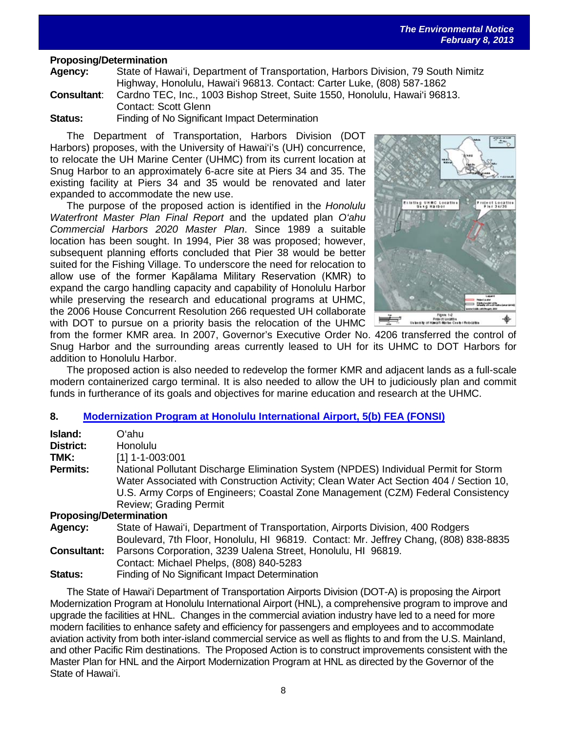**Proposing/Determination**

**Agency:** State of Hawai'i, Department of Transportation, Harbors Division, 79 South Nimitz Highway, Honolulu, Hawai'i 96813. Contact: Carter Luke, (808) 587-1862

**Consultant**: Cardno TEC, Inc., 1003 Bishop Street, Suite 1550, Honolulu, Hawai'i 96813. Contact: Scott Glenn

**Status:** Finding of No Significant Impact Determination

The Department of Transportation, Harbors Division (DOT Harbors) proposes, with the University of Hawai'i's (UH) concurrence, to relocate the UH Marine Center (UHMC) from its current location at Snug Harbor to an approximately 6-acre site at Piers 34 and 35. The existing facility at Piers 34 and 35 would be renovated and later expanded to accommodate the new use.

The purpose of the proposed action is identified in the *Honolulu Waterfront Master Plan Final Report* and the updated plan *O'ahu Commercial Harbors 2020 Master Plan*. Since 1989 a suitable location has been sought. In 1994, Pier 38 was proposed; however, subsequent planning efforts concluded that Pier 38 would be better suited for the Fishing Village. To underscore the need for relocation to allow use of the former Kapālama Military Reservation (KMR) to expand the cargo handling capacity and capability of Honolulu Harbor while preserving the research and educational programs at UHMC, the 2006 House Concurrent Resolution 266 requested UH collaborate with DOT to pursue on a priority basis the relocation of the UHMC from the former KMR area. In 2007, Governor's Executive Order No. 4206 transferred the control of Snug Harbor and the surrounding areas currently leased to UH for its UHMC to DOT Harbors for addition to Honolulu Harbor.

The proposed action is also needed to redevelop the former KMR and adjacent lands as a full-scale modern containerized cargo terminal. It is also needed to allow the UH to judiciously plan and commit funds in furtherance of its goals and objectives for marine education and research at the UHMC.

## 8. Modernization Program at Honolulu International Airport, 5(b) FEA (FONSI)

**Island:** O'ahu

**District:** Honolulu

**TMK:** [1] 1-1-003:001

**Permits:** National Pollutant Discharge Elimination System (NPDES) Individual Permit for Storm Water Associated with Construction Activity; Clean Water Act Section 404 / Section 10, U.S. Army Corps of Engineers; Coastal Zone Management (CZM) Federal Consistency Review; Grading Permit

**Proposing/Determination**

**Agency:** State of Hawai'i, Department of Transportation, Airports Division, 400 Rodgers Boulevard, 7th Floor, Honolulu, HI 96819. Contact: Mr. Jeffrey Chang, (808) 838-8835

**Consultant:** Parsons Corporation, 3239 Ualena Street, Honolulu, HI 96819. Contact: Michael Phelps, (808) 840-5283

**Status:** Finding of No Significant Impact Determination

The State of Hawai'i Department of Transportation Airports Division (DOT-A) is proposing the Airport Modernization Program at Honolulu International Airport (HNL), a comprehensive program to improve and upgrade the facilities at HNL. Changes in the commercial aviation industry have led to a need for more modern facilities to enhance safety and efficiency for passengers and employees and to accommodate aviation activity from both inter-island commercial service as well as flights to and from the U.S. Mainland, and other Pacific Rim destinations. The Proposed Action is to construct improvements consistent with the Master Plan for HNL and the Airport Modernization Program at HNL as directed by the Governor of the State of Hawai'i.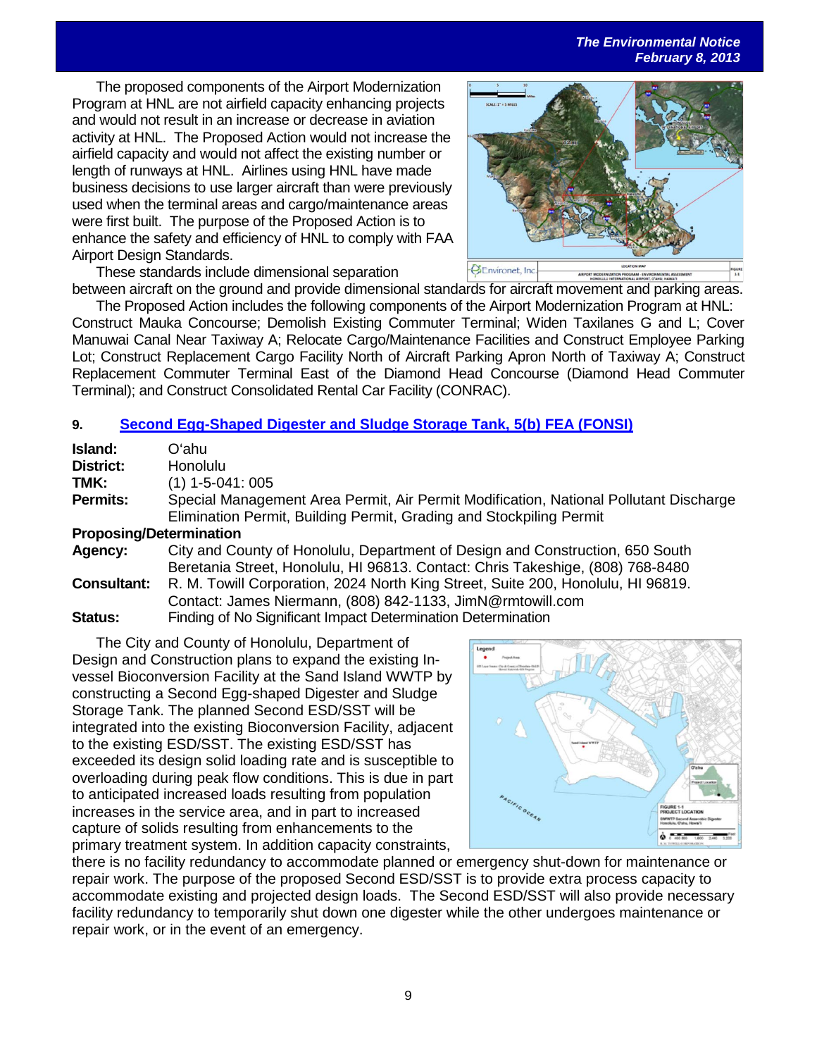The proposed components of the Airport Modernization Program at HNL are not airfield capacity enhancing projects and would not result in an increase or decrease in aviation activity at HNL. The Proposed Action would not increase the airfield capacity and would not affect the existing number or length of runways at HNL. Airlines using HNL have made business decisions to use larger aircraft than were previously used when the terminal areas and cargo/maintenance areas were first built. The purpose of the Proposed Action is to enhance the safety and efficiency of HNL to comply with FAA Airport Design Standards.

These standards include dimensional separation between aircraft on the ground and provide dimensional standards for aircraft movement and parking areas.

The Proposed Action includes the following components of the Airport Modernization Program at HNL: Construct Mauka Concourse; Demolish Existing Commuter Terminal; Widen Taxilanes G and L; Cover Manuwai Canal Near Taxiway A; Relocate Cargo/Maintenance Facilities and Construct Employee Parking Lot; Construct Replacement Cargo Facility North of Aircraft Parking Apron North of Taxiway A; Construct Replacement Commuter Terminal East of the Diamond Head Concourse (Diamond Head Commuter Terminal); and Construct Consolidated Rental Car Facility (CONRAC).

## 9. Second Egg-Shaped Digester and Sludge Storage Tank, 5(b) FEA (FONSI)

**Island:** O'ahu

**District:** Honolulu

**TMK:** (1) 1-5-041: 005

**Permits:** Special Management Area Permit, Air Permit Modification, National Pollutant Discharge Elimination Permit, Building Permit, Grading and Stockpiling Permit

**Proposing/Determination**

**Agency:** City and County of Honolulu, Department of Design and Construction, 650 South Beretania Street, Honolulu, HI 96813. Contact: Chris Takeshige, (808) 768-8480

**Consultant:** R. M. Towill Corporation, 2024 North King Street, Suite 200, Honolulu, HI 96819. Contact: James Niermann, (808) 842-1133, JimN@rmtowill.com

**Status:** Finding of No Significant Impact Determination Determination

The City and County of Honolulu, Department of Design and Construction plans to expand the existing In-vessel Bioconversion Facility at the Sand Island WWTP by constructing a Second Egg-shaped Digester and Sludge Storage Tank. The planned Second ESD/SST will be integrated into the existing Bioconversion Facility, adjacent to the existing ESD/SST. The existing ESD/SST has exceeded its design solid loading rate and is susceptible to overloading during peak flow conditions. This is due in part to anticipated increased loads resulting from population increases in the service area, and in part to increased capture of solids resulting from enhancements to the primary treatment system. In addition capacity constraints, there is no facility redundancy to accommodate planned or emergency shut-down for maintenance or repair work. The purpose of the proposed Second ESD/SST is to provide extra process capacity to accommodate existing and projected design loads. The Second ESD/SST will also provide necessary facility redundancy to temporarily shut down one digester while the other undergoes maintenance or repair work, or in the event of an emergency.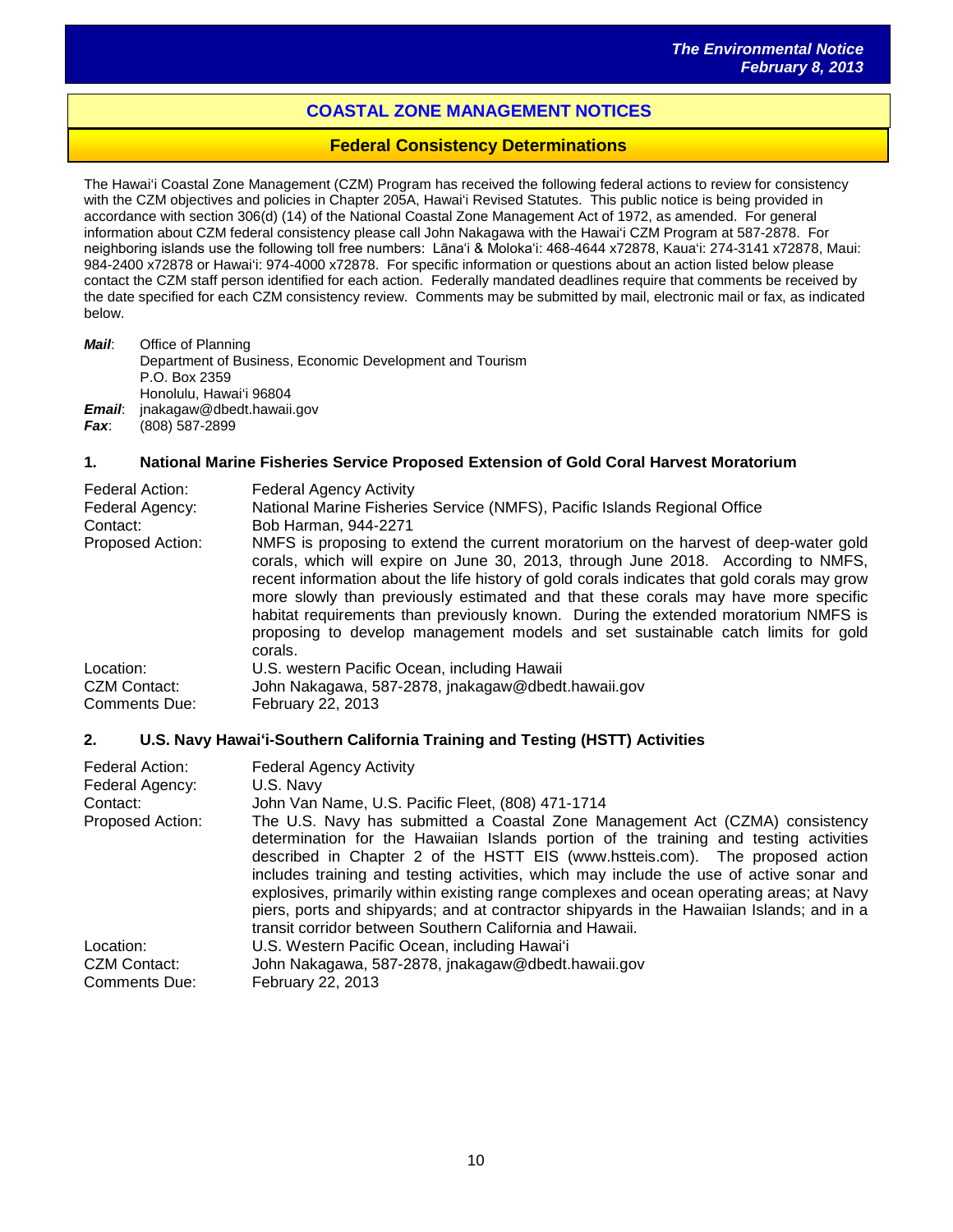## COASTAL ZONE MANAGEMENT NOTICES

### Federal Consistency Determinations

The Hawaiʻi Coastal Zone Management (CZM) Program has received the following federal actions to review for consistency with the CZM objectives and policies in Chapter 205A, Hawaiʻi Revised Statutes. This public notice is being provided in accordance with section 306(d) (14) of the National Coastal Zone Management Act of 1972, as amended. For general information about CZM federal consistency please call John Nakagawa with the Hawaiʻi CZM Program at 587-2878. For neighboring islands use the following toll free numbers: Lānaʻi & Molokaʻi: 468-4644 x72878, Kauaʻi: 274-3141 x72878, Maui: 984-2400 x72878 or Hawaiʻi: 974-4000 x72878. For specific information or questions about an action listed below please contact the CZM staff person identified for each action. Federally mandated deadlines require that comments be received by the date specified for each CZM consistency review. Comments may be submitted by mail, electronic mail or fax, as indicated below.

***Mail***: Office of Planning
Department of Business, Economic Development and Tourism
P.O. Box 2359
Honolulu, Hawaiʻi 96804
***Email***: jnakagaw@dbedt.hawaii.gov
***Fax***: (808) 587-2899

### 1. National Marine Fisheries Service Proposed Extension of Gold Coral Harvest Moratorium

| | |
|---|---|
| Federal Action: | Federal Agency Activity |
| Federal Agency: | National Marine Fisheries Service (NMFS), Pacific Islands Regional Office |
| Contact: | Bob Harman, 944-2271 |
| Proposed Action: | NMFS is proposing to extend the current moratorium on the harvest of deep-water gold corals, which will expire on June 30, 2013, through June 2018. According to NMFS, recent information about the life history of gold corals indicates that gold corals may grow more slowly than previously estimated and that these corals may have more specific habitat requirements than previously known. During the extended moratorium NMFS is proposing to develop management models and set sustainable catch limits for gold corals. |
| Location: | U.S. western Pacific Ocean, including Hawaii |
| CZM Contact: | John Nakagawa, 587-2878, jnakagaw@dbedt.hawaii.gov |
| Comments Due: | February 22, 2013 |

### 2. U.S. Navy Hawaiʻi-Southern California Training and Testing (HSTT) Activities

| | |
|---|---|
| Federal Action: | Federal Agency Activity |
| Federal Agency: | U.S. Navy |
| Contact: | John Van Name, U.S. Pacific Fleet, (808) 471-1714 |
| Proposed Action: | The U.S. Navy has submitted a Coastal Zone Management Act (CZMA) consistency determination for the Hawaiian Islands portion of the training and testing activities described in Chapter 2 of the HSTT EIS (www.hstteis.com). The proposed action includes training and testing activities, which may include the use of active sonar and explosives, primarily within existing range complexes and ocean operating areas; at Navy piers, ports and shipyards; and at contractor shipyards in the Hawaiian Islands; and in a transit corridor between Southern California and Hawaii. |
| Location: | U.S. Western Pacific Ocean, including Hawaiʻi |
| CZM Contact: | John Nakagawa, 587-2878, jnakagaw@dbedt.hawaii.gov |
| Comments Due: | February 22, 2013 |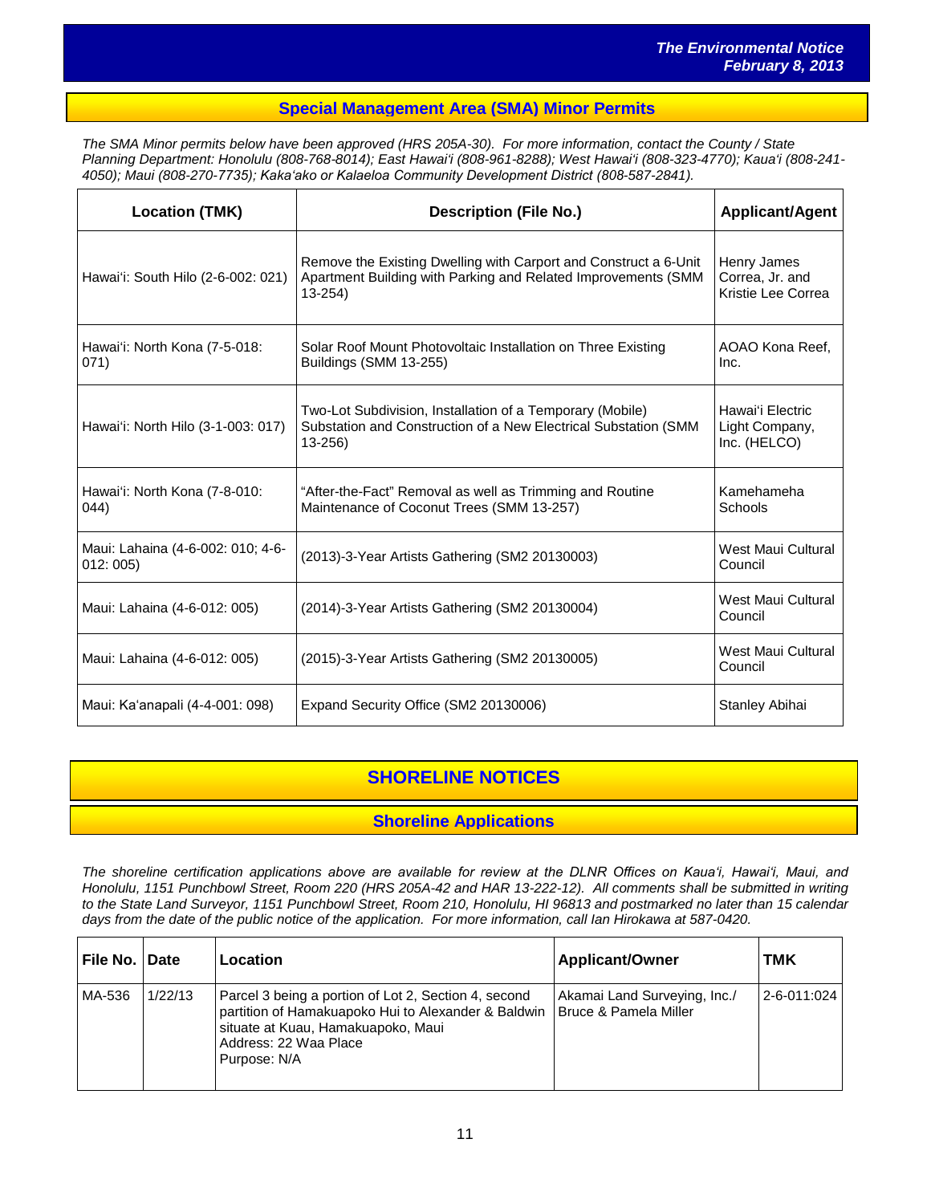## Special Management Area (SMA) Minor Permits

*The SMA Minor permits below have been approved (HRS 205A-30). For more information, contact the County / State Planning Department: Honolulu (808-768-8014); East Hawai'i (808-961-8288); West Hawai'i (808-323-4770); Kaua'i (808-241-4050); Maui (808-270-7735); Kaka'ako or Kalaeloa Community Development District (808-587-2841).*

| Location (TMK) | Description (File No.) | Applicant/Agent |
|---|---|---|
| Hawai'i: South Hilo (2-6-002: 021) | Remove the Existing Dwelling with Carport and Construct a 6-Unit Apartment Building with Parking and Related Improvements (SMM 13-254) | Henry James Correa, Jr. and Kristie Lee Correa |
| Hawai'i: North Kona (7-5-018: 071) | Solar Roof Mount Photovoltaic Installation on Three Existing Buildings (SMM 13-255) | AOAO Kona Reef, Inc. |
| Hawai'i: North Hilo (3-1-003: 017) | Two-Lot Subdivision, Installation of a Temporary (Mobile) Substation and Construction of a New Electrical Substation (SMM 13-256) | Hawai'i Electric Light Company, Inc. (HELCO) |
| Hawai'i: North Kona (7-8-010: 044) | "After-the-Fact" Removal as well as Trimming and Routine Maintenance of Coconut Trees (SMM 13-257) | Kamehameha Schools |
| Maui: Lahaina (4-6-002: 010; 4-6-012: 005) | (2013)-3-Year Artists Gathering (SM2 20130003) | West Maui Cultural Council |
| Maui: Lahaina (4-6-012: 005) | (2014)-3-Year Artists Gathering (SM2 20130004) | West Maui Cultural Council |
| Maui: Lahaina (4-6-012: 005) | (2015)-3-Year Artists Gathering (SM2 20130005) | West Maui Cultural Council |
| Maui: Ka'anapali (4-4-001: 098) | Expand Security Office (SM2 20130006) | Stanley Abihai |

# SHORELINE NOTICES

## Shoreline Applications

*The shoreline certification applications above are available for review at the DLNR Offices on Kaua'i, Hawai'i, Maui, and Honolulu, 1151 Punchbowl Street, Room 220 (HRS 205A-42 and HAR 13-222-12). All comments shall be submitted in writing to the State Land Surveyor, 1151 Punchbowl Street, Room 210, Honolulu, HI 96813 and postmarked no later than 15 calendar days from the date of the public notice of the application. For more information, call Ian Hirokawa at 587-0420.*

| File No. | Date | Location | Applicant/Owner | TMK |
|---|---|---|---|---|
| MA-536 | 1/22/13 | Parcel 3 being a portion of Lot 2, Section 4, second partition of Hamakuapoko Hui to Alexander & Baldwin situate at Kuau, Hamakuapoko, Maui<br>Address: 22 Waa Place<br>Purpose: N/A | Akamai Land Surveying, Inc./ Bruce & Pamela Miller | 2-6-011:024 |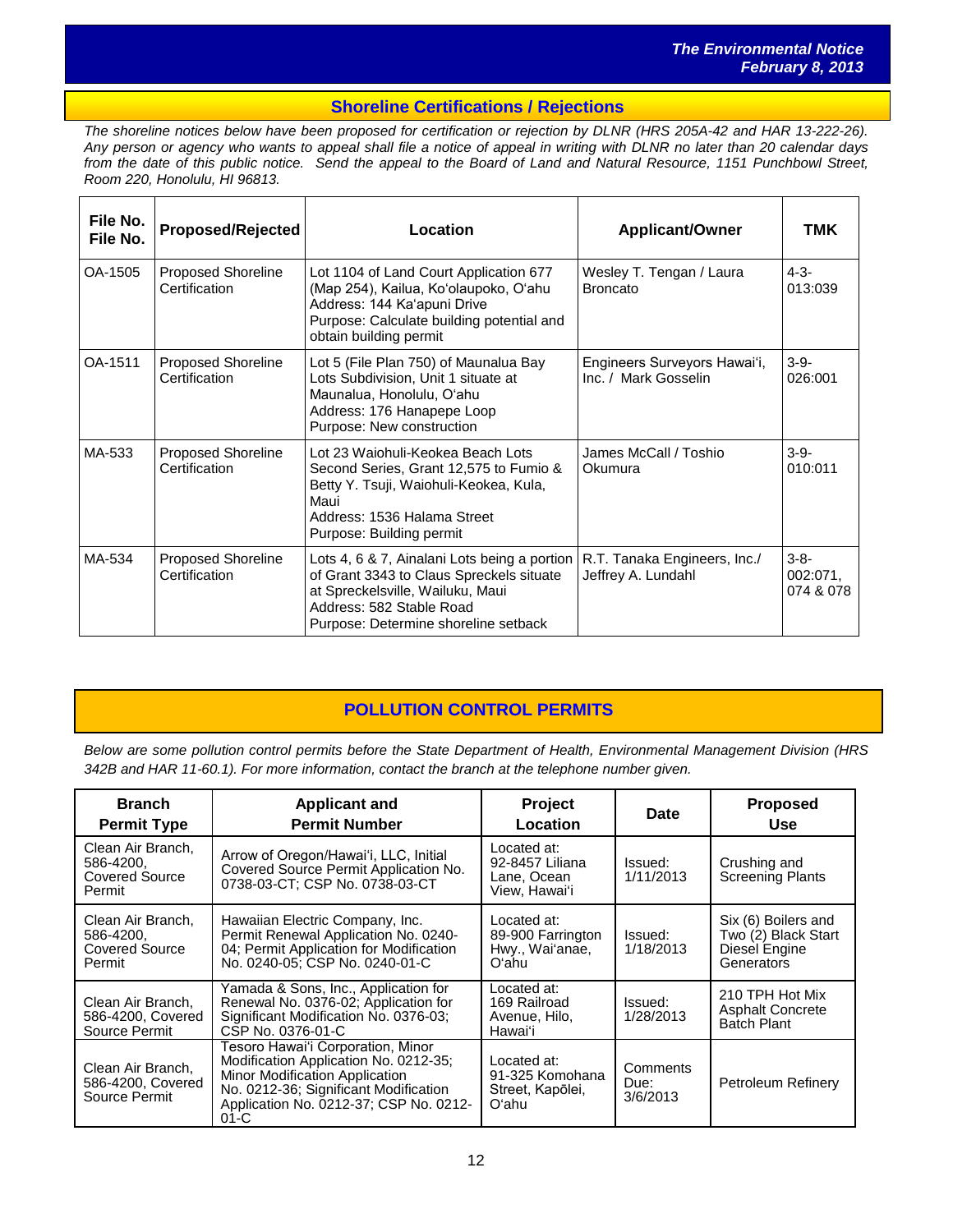## Shoreline Certifications / Rejections

*The shoreline notices below have been proposed for certification or rejection by DLNR (HRS 205A-42 and HAR 13-222-26). Any person or agency who wants to appeal shall file a notice of appeal in writing with DLNR no later than 20 calendar days from the date of this public notice. Send the appeal to the Board of Land and Natural Resource, 1151 Punchbowl Street, Room 220, Honolulu, HI 96813.*

| File No. File No. | Proposed/Rejected | Location | Applicant/Owner | TMK |
|---|---|---|---|---|
| OA-1505 | Proposed Shoreline Certification | Lot 1104 of Land Court Application 677 (Map 254), Kailua, Ko'olaupoko, O'ahu<br>Address: 144 Ka'apuni Drive<br>Purpose: Calculate building potential and obtain building permit | Wesley T. Tengan / Laura Broncato | 4-3-013:039 |
| OA-1511 | Proposed Shoreline Certification | Lot 5 (File Plan 750) of Maunalua Bay Lots Subdivision, Unit 1 situate at Maunalua, Honolulu, O'ahu<br>Address: 176 Hanapepe Loop<br>Purpose: New construction | Engineers Surveyors Hawai'i, Inc. / Mark Gosselin | 3-9-026:001 |
| MA-533 | Proposed Shoreline Certification | Lot 23 Waiohuli-Keokea Beach Lots Second Series, Grant 12,575 to Fumio & Betty Y. Tsuji, Waiohuli-Keokea, Kula, Maui<br>Address: 1536 Halama Street<br>Purpose: Building permit | James McCall / Toshio Okumura | 3-9-010:011 |
| MA-534 | Proposed Shoreline Certification | Lots 4, 6 & 7, Ainalani Lots being a portion of Grant 3343 to Claus Spreckels situate at Spreckelsville, Wailuku, Maui<br>Address: 582 Stable Road<br>Purpose: Determine shoreline setback | R.T. Tanaka Engineers, Inc./ Jeffrey A. Lundahl | 3-8-002:071, 074 & 078 |

## POLLUTION CONTROL PERMITS

*Below are some pollution control permits before the State Department of Health, Environmental Management Division (HRS 342B and HAR 11-60.1). For more information, contact the branch at the telephone number given.*

| Branch Permit Type | Applicant and Permit Number | Project Location | Date | Proposed Use |
|---|---|---|---|---|
| Clean Air Branch, 586-4200, Covered Source Permit | Arrow of Oregon/Hawai'i, LLC, Initial Covered Source Permit Application No. 0738-03-CT; CSP No. 0738-03-CT | Located at: 92-8457 Liliana Lane, Ocean View, Hawai'i | Issued: 1/11/2013 | Crushing and Screening Plants |
| Clean Air Branch, 586-4200, Covered Source Permit | Hawaiian Electric Company, Inc. Permit Renewal Application No. 0240-04; Permit Application for Modification No. 0240-05; CSP No. 0240-01-C | Located at: 89-900 Farrington Hwy., Wai'anae, O'ahu | Issued: 1/18/2013 | Six (6) Boilers and Two (2) Black Start Diesel Engine Generators |
| Clean Air Branch, 586-4200, Covered Source Permit | Yamada & Sons, Inc., Application for Renewal No. 0376-02; Application for Significant Modification No. 0376-03; CSP No. 0376-01-C | Located at: 169 Railroad Avenue, Hilo, Hawai'i | Issued: 1/28/2013 | 210 TPH Hot Mix Asphalt Concrete Batch Plant |
| Clean Air Branch, 586-4200, Covered Source Permit | Tesoro Hawai'i Corporation, Minor Modification Application No. 0212-35; Minor Modification Application No. 0212-36; Significant Modification Application No. 0212-37; CSP No. 0212-01-C | Located at: 91-325 Komohana Street, Kapōlei, O'ahu | Comments Due: 3/6/2013 | Petroleum Refinery |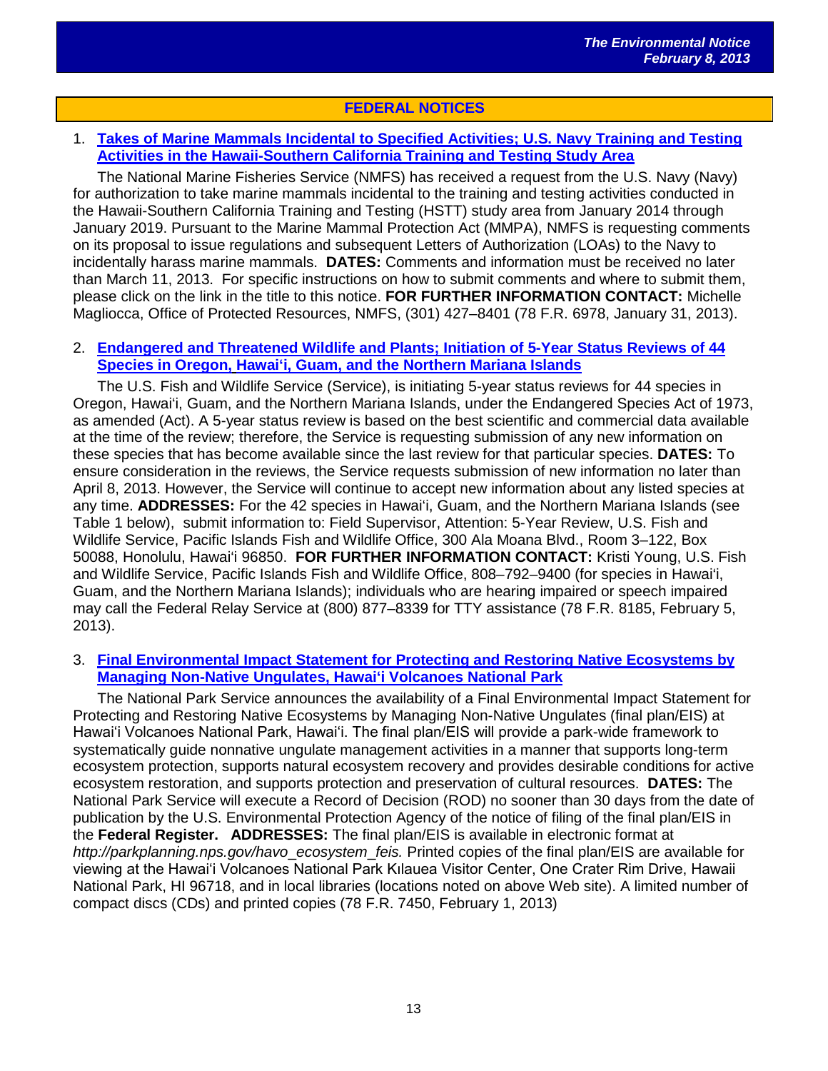## FEDERAL NOTICES

1. **Takes of Marine Mammals Incidental to Specified Activities; U.S. Navy Training and Testing Activities in the Hawaii-Southern California Training and Testing Study Area**

The National Marine Fisheries Service (NMFS) has received a request from the U.S. Navy (Navy) for authorization to take marine mammals incidental to the training and testing activities conducted in the Hawaii-Southern California Training and Testing (HSTT) study area from January 2014 through January 2019. Pursuant to the Marine Mammal Protection Act (MMPA), NMFS is requesting comments on its proposal to issue regulations and subsequent Letters of Authorization (LOAs) to the Navy to incidentally harass marine mammals. **DATES:** Comments and information must be received no later than March 11, 2013. For specific instructions on how to submit comments and where to submit them, please click on the link in the title to this notice. **FOR FURTHER INFORMATION CONTACT:** Michelle Magliocca, Office of Protected Resources, NMFS, (301) 427–8401 (78 F.R. 6978, January 31, 2013).

2. **Endangered and Threatened Wildlife and Plants; Initiation of 5-Year Status Reviews of 44 Species in Oregon, Hawaiʻi, Guam, and the Northern Mariana Islands**

The U.S. Fish and Wildlife Service (Service), is initiating 5-year status reviews for 44 species in Oregon, Hawaiʻi, Guam, and the Northern Mariana Islands, under the Endangered Species Act of 1973, as amended (Act). A 5-year status review is based on the best scientific and commercial data available at the time of the review; therefore, the Service is requesting submission of any new information on these species that has become available since the last review for that particular species. **DATES:** To ensure consideration in the reviews, the Service requests submission of new information no later than April 8, 2013. However, the Service will continue to accept new information about any listed species at any time. **ADDRESSES:** For the 42 species in Hawaiʻi, Guam, and the Northern Mariana Islands (see Table 1 below), submit information to: Field Supervisor, Attention: 5-Year Review, U.S. Fish and Wildlife Service, Pacific Islands Fish and Wildlife Office, 300 Ala Moana Blvd., Room 3–122, Box 50088, Honolulu, Hawaiʻi 96850. **FOR FURTHER INFORMATION CONTACT:** Kristi Young, U.S. Fish and Wildlife Service, Pacific Islands Fish and Wildlife Office, 808–792–9400 (for species in Hawaiʻi, Guam, and the Northern Mariana Islands); individuals who are hearing impaired or speech impaired may call the Federal Relay Service at (800) 877–8339 for TTY assistance (78 F.R. 8185, February 5, 2013).

3. **Final Environmental Impact Statement for Protecting and Restoring Native Ecosystems by Managing Non-Native Ungulates, Hawaiʻi Volcanoes National Park**

The National Park Service announces the availability of a Final Environmental Impact Statement for Protecting and Restoring Native Ecosystems by Managing Non-Native Ungulates (final plan/EIS) at Hawaiʻi Volcanoes National Park, Hawaiʻi. The final plan/EIS will provide a park-wide framework to systematically guide nonnative ungulate management activities in a manner that supports long-term ecosystem protection, supports natural ecosystem recovery and provides desirable conditions for active ecosystem restoration, and supports protection and preservation of cultural resources. **DATES:** The National Park Service will execute a Record of Decision (ROD) no sooner than 30 days from the date of publication by the U.S. Environmental Protection Agency of the notice of filing of the final plan/EIS in the **Federal Register. ADDRESSES:** The final plan/EIS is available in electronic format at *http://parkplanning.nps.gov/havo_ecosystem_feis.* Printed copies of the final plan/EIS are available for viewing at the Hawaiʻi Volcanoes National Park Kılauea Visitor Center, One Crater Rim Drive, Hawaii National Park, HI 96718, and in local libraries (locations noted on above Web site). A limited number of compact discs (CDs) and printed copies (78 F.R. 7450, February 1, 2013)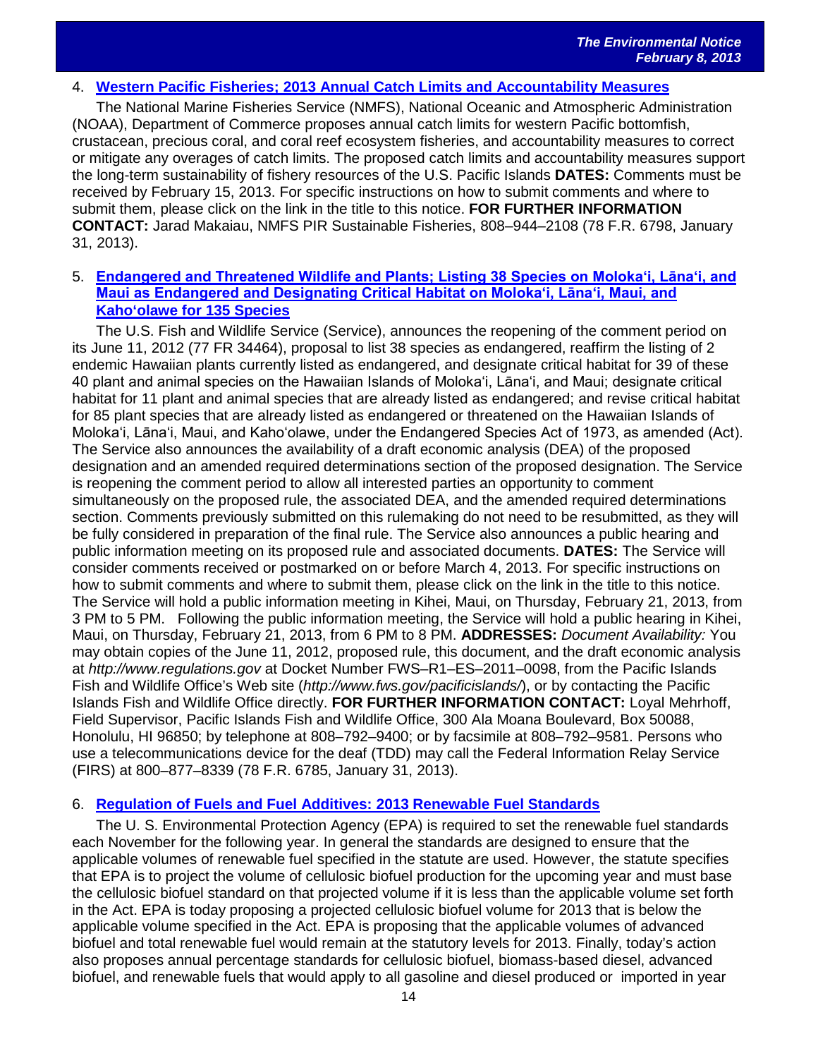4. **Western Pacific Fisheries; 2013 Annual Catch Limits and Accountability Measures**

The National Marine Fisheries Service (NMFS), National Oceanic and Atmospheric Administration (NOAA), Department of Commerce proposes annual catch limits for western Pacific bottomfish, crustacean, precious coral, and coral reef ecosystem fisheries, and accountability measures to correct or mitigate any overages of catch limits. The proposed catch limits and accountability measures support the long-term sustainability of fishery resources of the U.S. Pacific Islands **DATES:** Comments must be received by February 15, 2013. For specific instructions on how to submit comments and where to submit them, please click on the link in the title to this notice. **FOR FURTHER INFORMATION CONTACT:** Jarad Makaiau, NMFS PIR Sustainable Fisheries, 808–944–2108 (78 F.R. 6798, January 31, 2013).

5. **Endangered and Threatened Wildlife and Plants; Listing 38 Species on Molokaʻi, Lānaʻi, and Maui as Endangered and Designating Critical Habitat on Molokaʻi, Lānaʻi, Maui, and Kahoʻolawe for 135 Species**

The U.S. Fish and Wildlife Service (Service), announces the reopening of the comment period on its June 11, 2012 (77 FR 34464), proposal to list 38 species as endangered, reaffirm the listing of 2 endemic Hawaiian plants currently listed as endangered, and designate critical habitat for 39 of these 40 plant and animal species on the Hawaiian Islands of Molokaʻi, Lānaʻi, and Maui; designate critical habitat for 11 plant and animal species that are already listed as endangered; and revise critical habitat for 85 plant species that are already listed as endangered or threatened on the Hawaiian Islands of Molokaʻi, Lānaʻi, Maui, and Kahoʻolawe, under the Endangered Species Act of 1973, as amended (Act). The Service also announces the availability of a draft economic analysis (DEA) of the proposed designation and an amended required determinations section of the proposed designation. The Service is reopening the comment period to allow all interested parties an opportunity to comment simultaneously on the proposed rule, the associated DEA, and the amended required determinations section. Comments previously submitted on this rulemaking do not need to be resubmitted, as they will be fully considered in preparation of the final rule. The Service also announces a public hearing and public information meeting on its proposed rule and associated documents. **DATES:** The Service will consider comments received or postmarked on or before March 4, 2013. For specific instructions on how to submit comments and where to submit them, please click on the link in the title to this notice. The Service will hold a public information meeting in Kihei, Maui, on Thursday, February 21, 2013, from 3 PM to 5 PM. Following the public information meeting, the Service will hold a public hearing in Kihei, Maui, on Thursday, February 21, 2013, from 6 PM to 8 PM. **ADDRESSES:** *Document Availability:* You may obtain copies of the June 11, 2012, proposed rule, this document, and the draft economic analysis at *http://www.regulations.gov* at Docket Number FWS–R1–ES–2011–0098, from the Pacific Islands Fish and Wildlife Office's Web site (*http://www.fws.gov/pacificislands/*), or by contacting the Pacific Islands Fish and Wildlife Office directly. **FOR FURTHER INFORMATION CONTACT:** Loyal Mehrhoff, Field Supervisor, Pacific Islands Fish and Wildlife Office, 300 Ala Moana Boulevard, Box 50088, Honolulu, HI 96850; by telephone at 808–792–9400; or by facsimile at 808–792–9581. Persons who use a telecommunications device for the deaf (TDD) may call the Federal Information Relay Service (FIRS) at 800–877–8339 (78 F.R. 6785, January 31, 2013).

6. **Regulation of Fuels and Fuel Additives: 2013 Renewable Fuel Standards**

The U. S. Environmental Protection Agency (EPA) is required to set the renewable fuel standards each November for the following year. In general the standards are designed to ensure that the applicable volumes of renewable fuel specified in the statute are used. However, the statute specifies that EPA is to project the volume of cellulosic biofuel production for the upcoming year and must base the cellulosic biofuel standard on that projected volume if it is less than the applicable volume set forth in the Act. EPA is today proposing a projected cellulosic biofuel volume for 2013 that is below the applicable volume specified in the Act. EPA is proposing that the applicable volumes of advanced biofuel and total renewable fuel would remain at the statutory levels for 2013. Finally, today's action also proposes annual percentage standards for cellulosic biofuel, biomass-based diesel, advanced biofuel, and renewable fuels that would apply to all gasoline and diesel produced or imported in year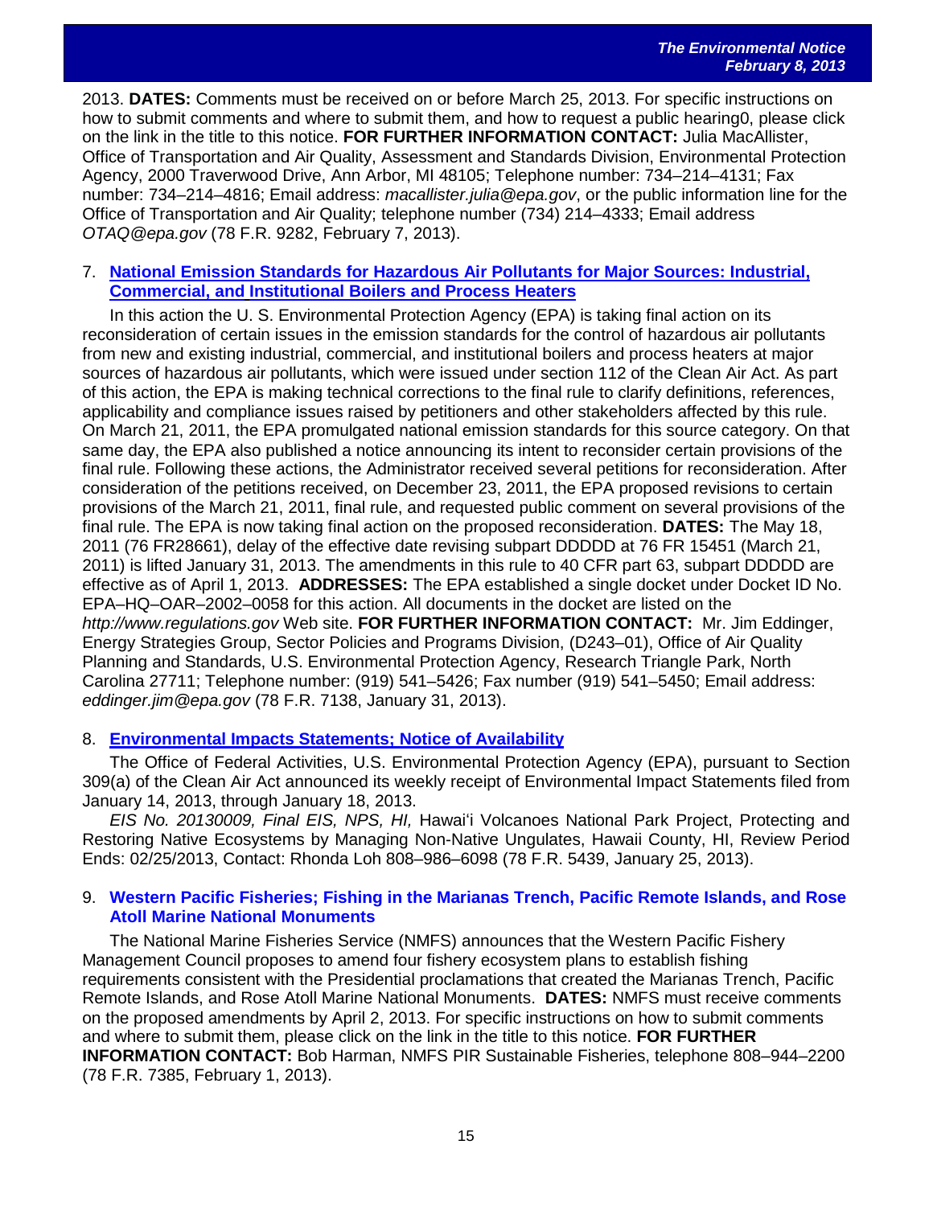2013. **DATES:** Comments must be received on or before March 25, 2013. For specific instructions on how to submit comments and where to submit them, and how to request a public hearing0, please click on the link in the title to this notice. **FOR FURTHER INFORMATION CONTACT:** Julia MacAllister, Office of Transportation and Air Quality, Assessment and Standards Division, Environmental Protection Agency, 2000 Traverwood Drive, Ann Arbor, MI 48105; Telephone number: 734–214–4131; Fax number: 734–214–4816; Email address: *macallister.julia@epa.gov*, or the public information line for the Office of Transportation and Air Quality; telephone number (734) 214–4333; Email address *OTAQ@epa.gov* (78 F.R. 9282, February 7, 2013).

7. **National Emission Standards for Hazardous Air Pollutants for Major Sources: Industrial, Commercial, and Institutional Boilers and Process Heaters**

In this action the U. S. Environmental Protection Agency (EPA) is taking final action on its reconsideration of certain issues in the emission standards for the control of hazardous air pollutants from new and existing industrial, commercial, and institutional boilers and process heaters at major sources of hazardous air pollutants, which were issued under section 112 of the Clean Air Act. As part of this action, the EPA is making technical corrections to the final rule to clarify definitions, references, applicability and compliance issues raised by petitioners and other stakeholders affected by this rule. On March 21, 2011, the EPA promulgated national emission standards for this source category. On that same day, the EPA also published a notice announcing its intent to reconsider certain provisions of the final rule. Following these actions, the Administrator received several petitions for reconsideration. After consideration of the petitions received, on December 23, 2011, the EPA proposed revisions to certain provisions of the March 21, 2011, final rule, and requested public comment on several provisions of the final rule. The EPA is now taking final action on the proposed reconsideration. **DATES:** The May 18, 2011 (76 FR28661), delay of the effective date revising subpart DDDDD at 76 FR 15451 (March 21, 2011) is lifted January 31, 2013. The amendments in this rule to 40 CFR part 63, subpart DDDDD are effective as of April 1, 2013. **ADDRESSES:** The EPA established a single docket under Docket ID No. EPA–HQ–OAR–2002–0058 for this action. All documents in the docket are listed on the *http://www.regulations.gov* Web site. **FOR FURTHER INFORMATION CONTACT:** Mr. Jim Eddinger, Energy Strategies Group, Sector Policies and Programs Division, (D243–01), Office of Air Quality Planning and Standards, U.S. Environmental Protection Agency, Research Triangle Park, North Carolina 27711; Telephone number: (919) 541–5426; Fax number (919) 541–5450; Email address: *eddinger.jim@epa.gov* (78 F.R. 7138, January 31, 2013).

8. **Environmental Impacts Statements; Notice of Availability**

The Office of Federal Activities, U.S. Environmental Protection Agency (EPA), pursuant to Section 309(a) of the Clean Air Act announced its weekly receipt of Environmental Impact Statements filed from January 14, 2013, through January 18, 2013.

*EIS No. 20130009, Final EIS, NPS, HI,* Hawai'i Volcanoes National Park Project, Protecting and Restoring Native Ecosystems by Managing Non-Native Ungulates, Hawaii County, HI, Review Period Ends: 02/25/2013, Contact: Rhonda Loh 808–986–6098 (78 F.R. 5439, January 25, 2013).

9. **Western Pacific Fisheries; Fishing in the Marianas Trench, Pacific Remote Islands, and Rose Atoll Marine National Monuments**

The National Marine Fisheries Service (NMFS) announces that the Western Pacific Fishery Management Council proposes to amend four fishery ecosystem plans to establish fishing requirements consistent with the Presidential proclamations that created the Marianas Trench, Pacific Remote Islands, and Rose Atoll Marine National Monuments. **DATES:** NMFS must receive comments on the proposed amendments by April 2, 2013. For specific instructions on how to submit comments and where to submit them, please click on the link in the title to this notice. **FOR FURTHER INFORMATION CONTACT:** Bob Harman, NMFS PIR Sustainable Fisheries, telephone 808–944–2200 (78 F.R. 7385, February 1, 2013).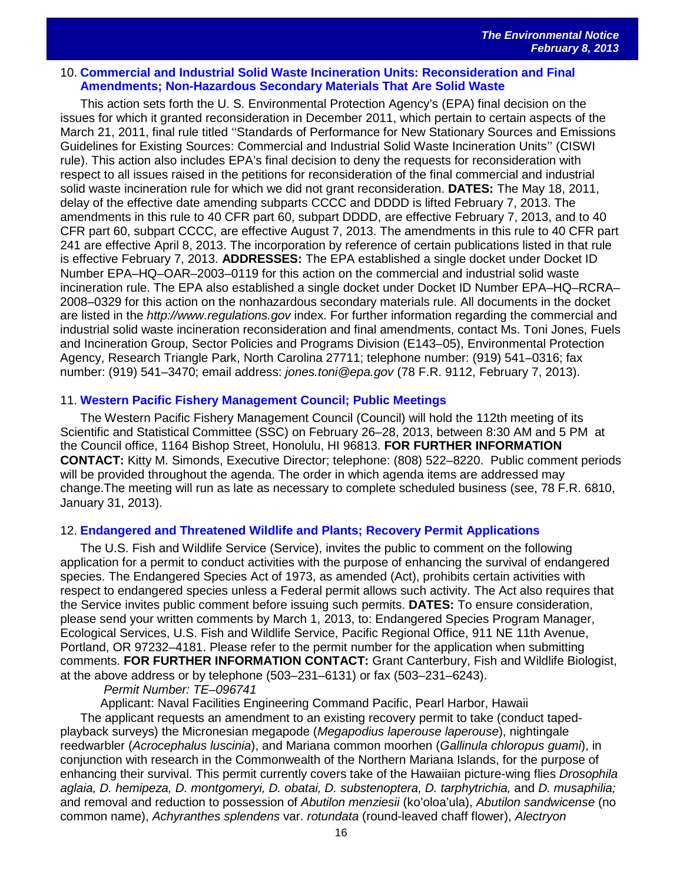### 10. Commercial and Industrial Solid Waste Incineration Units: Reconsideration and Final Amendments; Non-Hazardous Secondary Materials That Are Solid Waste

This action sets forth the U. S. Environmental Protection Agency's (EPA) final decision on the issues for which it granted reconsideration in December 2011, which pertain to certain aspects of the March 21, 2011, final rule titled ''Standards of Performance for New Stationary Sources and Emissions Guidelines for Existing Sources: Commercial and Industrial Solid Waste Incineration Units'' (CISWI rule). This action also includes EPA's final decision to deny the requests for reconsideration with respect to all issues raised in the petitions for reconsideration of the final commercial and industrial solid waste incineration rule for which we did not grant reconsideration. **DATES:** The May 18, 2011, delay of the effective date amending subparts CCCC and DDDD is lifted February 7, 2013. The amendments in this rule to 40 CFR part 60, subpart DDDD, are effective February 7, 2013, and to 40 CFR part 60, subpart CCCC, are effective August 7, 2013. The amendments in this rule to 40 CFR part 241 are effective April 8, 2013. The incorporation by reference of certain publications listed in that rule is effective February 7, 2013. **ADDRESSES:** The EPA established a single docket under Docket ID Number EPA–HQ–OAR–2003–0119 for this action on the commercial and industrial solid waste incineration rule. The EPA also established a single docket under Docket ID Number EPA–HQ–RCRA–2008–0329 for this action on the nonhazardous secondary materials rule. All documents in the docket are listed in the *http://www.regulations.gov* index. For further information regarding the commercial and industrial solid waste incineration reconsideration and final amendments, contact Ms. Toni Jones, Fuels and Incineration Group, Sector Policies and Programs Division (E143–05), Environmental Protection Agency, Research Triangle Park, North Carolina 27711; telephone number: (919) 541–0316; fax number: (919) 541–3470; email address: *jones.toni@epa.gov* (78 F.R. 9112, February 7, 2013).

### 11. Western Pacific Fishery Management Council; Public Meetings

The Western Pacific Fishery Management Council (Council) will hold the 112th meeting of its Scientific and Statistical Committee (SSC) on February 26–28, 2013, between 8:30 AM and 5 PM at the Council office, 1164 Bishop Street, Honolulu, HI 96813. **FOR FURTHER INFORMATION CONTACT:** Kitty M. Simonds, Executive Director; telephone: (808) 522–8220. Public comment periods will be provided throughout the agenda. The order in which agenda items are addressed may change.The meeting will run as late as necessary to complete scheduled business (see, 78 F.R. 6810, January 31, 2013).

### 12. Endangered and Threatened Wildlife and Plants; Recovery Permit Applications

The U.S. Fish and Wildlife Service (Service), invites the public to comment on the following application for a permit to conduct activities with the purpose of enhancing the survival of endangered species. The Endangered Species Act of 1973, as amended (Act), prohibits certain activities with respect to endangered species unless a Federal permit allows such activity. The Act also requires that the Service invites public comment before issuing such permits. **DATES:** To ensure consideration, please send your written comments by March 1, 2013, to: Endangered Species Program Manager, Ecological Services, U.S. Fish and Wildlife Service, Pacific Regional Office, 911 NE 11th Avenue, Portland, OR 97232–4181. Please refer to the permit number for the application when submitting comments. **FOR FURTHER INFORMATION CONTACT:** Grant Canterbury, Fish and Wildlife Biologist, at the above address or by telephone (503–231–6131) or fax (503–231–6243).

*Permit Number: TE–096741*

Applicant: Naval Facilities Engineering Command Pacific, Pearl Harbor, Hawaii

The applicant requests an amendment to an existing recovery permit to take (conduct taped-playback surveys) the Micronesian megapode (*Megapodius laperouse laperouse*), nightingale reedwarbler (*Acrocephalus luscinia*), and Mariana common moorhen (*Gallinula chloropus guami*), in conjunction with research in the Commonwealth of the Northern Mariana Islands, for the purpose of enhancing their survival. This permit currently covers take of the Hawaiian picture-wing flies *Drosophila aglaia, D. hemipeza, D. montgomeryi, D. obatai, D. substenoptera, D. tarphytrichia,* and *D. musaphilia;* and removal and reduction to possession of *Abutilon menziesii* (ko'oloa'ula), *Abutilon sandwicense* (no common name), *Achyranthes splendens* var. *rotundata* (round-leaved chaff flower), *Alectryon*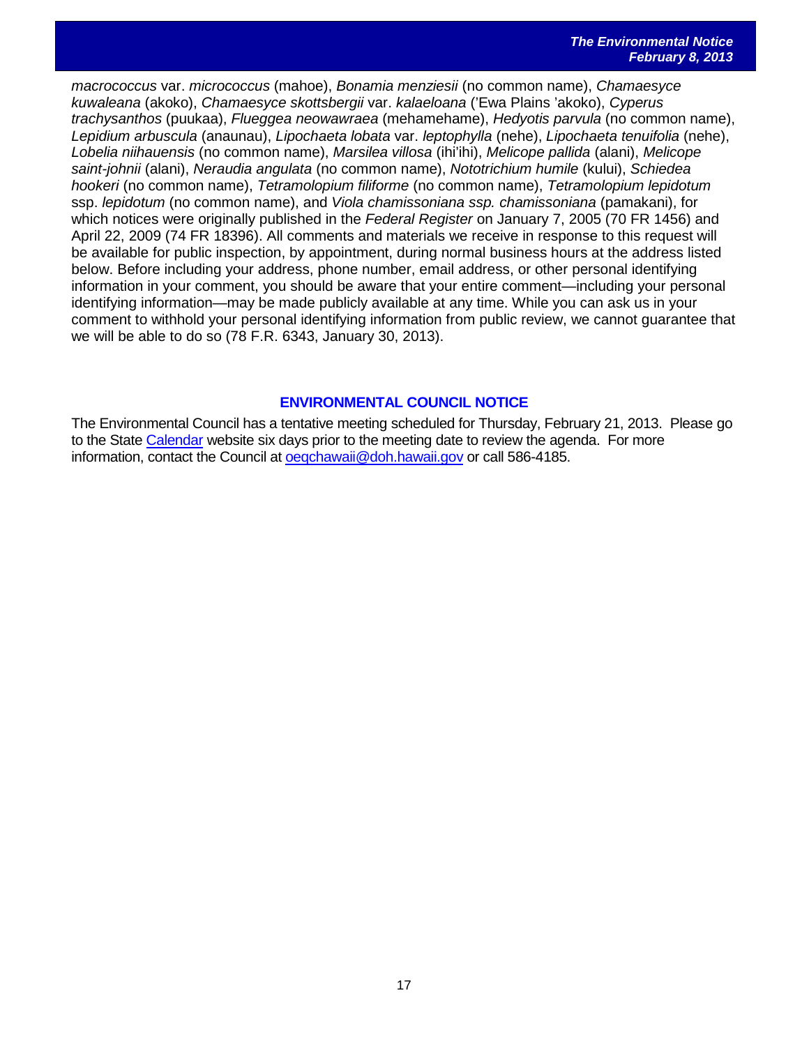*macrococcus* var. *micrococcus* (mahoe), *Bonamia menziesii* (no common name), *Chamaesyce kuwaleana* (akoko), *Chamaesyce skottsbergii* var. *kalaeloana* ('Ewa Plains 'akoko), *Cyperus trachysanthos* (puukaa), *Flueggea neowawraea* (mehamehame), *Hedyotis parvula* (no common name), *Lepidium arbuscula* (anaunau), *Lipochaeta lobata* var. *leptophylla* (nehe), *Lipochaeta tenuifolia* (nehe), *Lobelia niihauensis* (no common name), *Marsilea villosa* (ihi'ihi), *Melicope pallida* (alani), *Melicope saint-johnii* (alani), *Neraudia angulata* (no common name), *Nototrichium humile* (kului), *Schiedea hookeri* (no common name), *Tetramolopium filiforme* (no common name), *Tetramolopium lepidotum* ssp. *lepidotum* (no common name), and *Viola chamissoniana ssp. chamissoniana* (pamakani), for which notices were originally published in the *Federal Register* on January 7, 2005 (70 FR 1456) and April 22, 2009 (74 FR 18396). All comments and materials we receive in response to this request will be available for public inspection, by appointment, during normal business hours at the address listed below. Before including your address, phone number, email address, or other personal identifying information in your comment, you should be aware that your entire comment—including your personal identifying information—may be made publicly available at any time. While you can ask us in your comment to withhold your personal identifying information from public review, we cannot guarantee that we will be able to do so (78 F.R. 6343, January 30, 2013).

## ENVIRONMENTAL COUNCIL NOTICE

The Environmental Council has a tentative meeting scheduled for Thursday, February 21, 2013. Please go to the State Calendar website six days prior to the meeting date to review the agenda. For more information, contact the Council at oeqchawaii@doh.hawaii.gov or call 586-4185.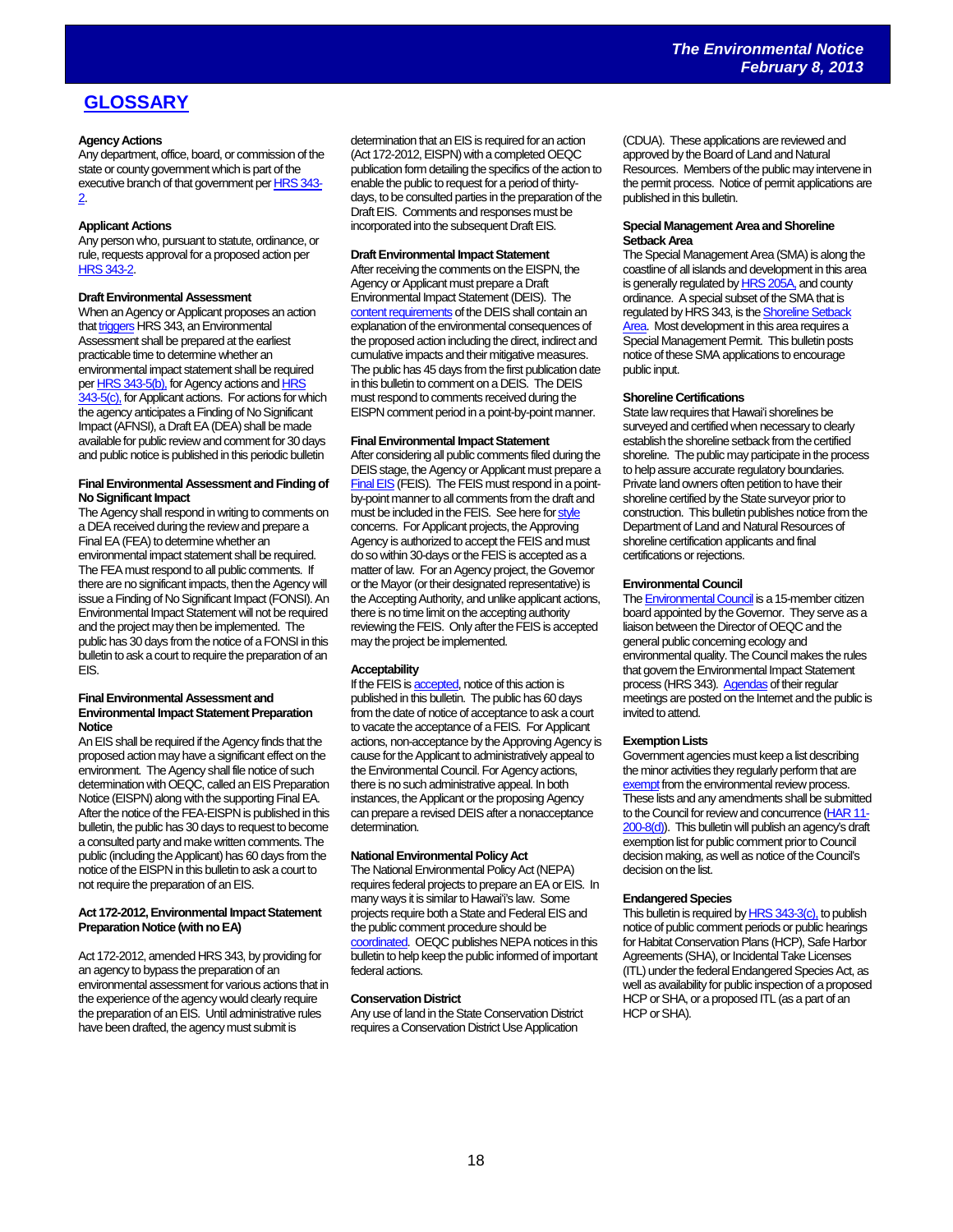# GLOSSARY

**Agency Actions**
Any department, office, board, or commission of the state or county government which is part of the executive branch of that government per HRS 343-2.

**Applicant Actions**
Any person who, pursuant to statute, ordinance, or rule, requests approval for a proposed action per HRS 343-2.

**Draft Environmental Assessment**
When an Agency or Applicant proposes an action that triggers HRS 343, an Environmental Assessment shall be prepared at the earliest practicable time to determine whether an environmental impact statement shall be required per HRS 343-5(b), for Agency actions and HRS 343-5(c), for Applicant actions. For actions for which the agency anticipates a Finding of No Significant Impact (AFNSI), a Draft EA (DEA) shall be made available for public review and comment for 30 days and public notice is published in this periodic bulletin

**Final Environmental Assessment and Finding of No Significant Impact**
The Agency shall respond in writing to comments on a DEA received during the review and prepare a Final EA (FEA) to determine whether an environmental impact statement shall be required. The FEA must respond to all public comments. If there are no significant impacts, then the Agency will issue a Finding of No Significant Impact (FONSI). An Environmental Impact Statement will not be required and the project may then be implemented. The public has 30 days from the notice of a FONSI in this bulletin to ask a court to require the preparation of an EIS.

**Final Environmental Assessment and Environmental Impact Statement Preparation Notice**
An EIS shall be required if the Agency finds that the proposed action may have a significant effect on the environment. The Agency shall file notice of such determination with OEQC, called an EIS Preparation Notice (EISPN) along with the supporting Final EA. After the notice of the FEA-EISPN is published in this bulletin, the public has 30 days to request to become a consulted party and make written comments. The public (including the Applicant) has 60 days from the notice of the EISPN in this bulletin to ask a court to not require the preparation of an EIS.

**Act 172-2012, Environmental Impact Statement Preparation Notice (with no EA)**

Act 172-2012, amended HRS 343, by providing for an agency to bypass the preparation of an environmental assessment for various actions that in the experience of the agency would clearly require the preparation of an EIS. Until administrative rules have been drafted, the agency must submit is determination that an EIS is required for an action (Act 172-2012, EISPN) with a completed OEQC publication form detailing the specifics of the action to enable the public to request for a period of thirty-days, to be consulted parties in the preparation of the Draft EIS. Comments and responses must be incorporated into the subsequent Draft EIS.

**Draft Environmental Impact Statement**
After receiving the comments on the EISPN, the Agency or Applicant must prepare a Draft Environmental Impact Statement (DEIS). The content requirements of the DEIS shall contain an explanation of the environmental consequences of the proposed action including the direct, indirect and cumulative impacts and their mitigative measures. The public has 45 days from the first publication date in this bulletin to comment on a DEIS. The DEIS must respond to comments received during the EISPN comment period in a point-by-point manner.

**Final Environmental Impact Statement**
After considering all public comments filed during the DEIS stage, the Agency or Applicant must prepare a Final EIS (FEIS). The FEIS must respond in a point-by-point manner to all comments from the draft and must be included in the FEIS. See here for style concerns. For Applicant projects, the Approving Agency is authorized to accept the FEIS and must do so within 30-days or the FEIS is accepted as a matter of law. For an Agency project, the Governor or the Mayor (or their designated representative) is the Accepting Authority, and unlike applicant actions, there is no time limit on the accepting authority reviewing the FEIS. Only after the FEIS is accepted may the project be implemented.

**Acceptability**
If the FEIS is accepted, notice of this action is published in this bulletin. The public has 60 days from the date of notice of acceptance to ask a court to vacate the acceptance of a FEIS. For Applicant actions, non-acceptance by the Approving Agency is cause for the Applicant to administratively appeal to the Environmental Council. For Agency actions, there is no such administrative appeal. In both instances, the Applicant or the proposing Agency can prepare a revised DEIS after a nonacceptance determination.

**National Environmental Policy Act**
The National Environmental Policy Act (NEPA) requires federal projects to prepare an EA or EIS. In many ways it is similar to Hawai'i's law. Some projects require both a State and Federal EIS and the public comment procedure should be coordinated. OEQC publishes NEPA notices in this bulletin to help keep the public informed of important federal actions.

**Conservation District**
Any use of land in the State Conservation District requires a Conservation District Use Application (CDUA). These applications are reviewed and approved by the Board of Land and Natural Resources. Members of the public may intervene in the permit process. Notice of permit applications are published in this bulletin.

**Special Management Area and Shoreline Setback Area**
The Special Management Area (SMA) is along the coastline of all islands and development in this area is generally regulated by HRS 205A, and county ordinance. A special subset of the SMA that is regulated by HRS 343, is the Shoreline Setback Area. Most development in this area requires a Special Management Permit. This bulletin posts notice of these SMA applications to encourage public input.

**Shoreline Certifications**
State law requires that Hawai'i shorelines be surveyed and certified when necessary to clearly establish the shoreline setback from the certified shoreline. The public may participate in the process to help assure accurate regulatory boundaries. Private land owners often petition to have their shoreline certified by the State surveyor prior to construction. This bulletin publishes notice from the Department of Land and Natural Resources of shoreline certification applicants and final certifications or rejections.

**Environmental Council**
The Environmental Council is a 15-member citizen board appointed by the Governor. They serve as a liaison between the Director of OEQC and the general public concerning ecology and environmental quality. The Council makes the rules that govern the Environmental Impact Statement process (HRS 343). Agendas of their regular meetings are posted on the Internet and the public is invited to attend.

**Exemption Lists**
Government agencies must keep a list describing the minor activities they regularly perform that are exempt from the environmental review process. These lists and any amendments shall be submitted to the Council for review and concurrence (HAR 11-200-8(d)). This bulletin will publish an agency's draft exemption list for public comment prior to Council decision making, as well as notice of the Council's decision on the list.

**Endangered Species**
This bulletin is required by HRS 343-3(c), to publish notice of public comment periods or public hearings for Habitat Conservation Plans (HCP), Safe Harbor Agreements (SHA), or Incidental Take Licenses (ITL) under the federal Endangered Species Act, as well as availability for public inspection of a proposed HCP or SHA, or a proposed ITL (as a part of an HCP or SHA).